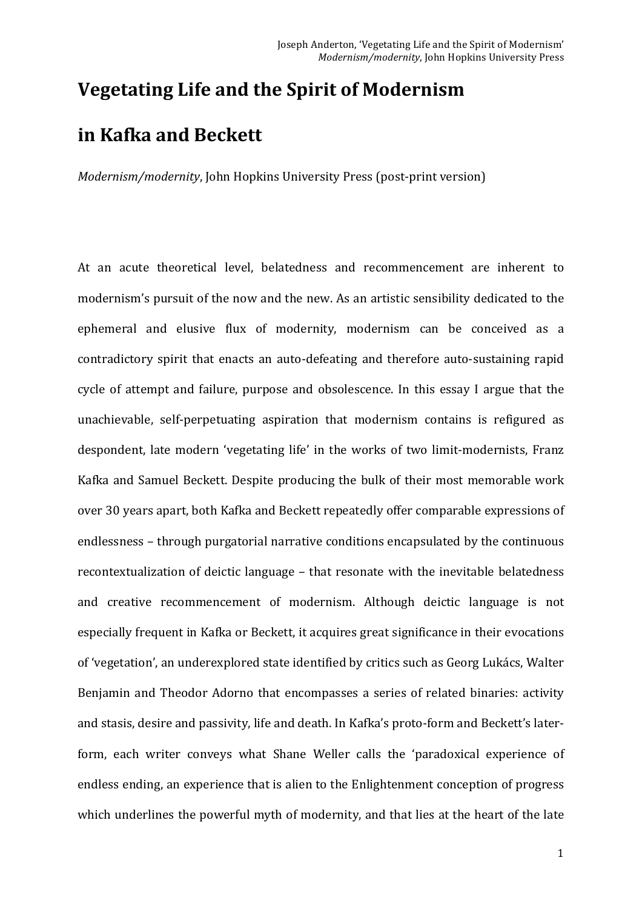# Vegetating Life and the Spirit of Modernism in Kafka and Beckett

*Modernism/modernity*, John Hopkins University Press (post-print version)

At an acute theoretical level, belatedness and recommencement are inherent to modernism's pursuit of the now and the new. As an artistic sensibility dedicated to the ephemeral and elusive flux of modernity, modernism can be conceived as a contradictory spirit that enacts an auto-defeating and therefore auto-sustaining rapid cycle of attempt and failure, purpose and obsolescence. In this essay I argue that the unachievable, self-perpetuating aspiration that modernism contains is refigured as despondent, late modern 'vegetating life' in the works of two limit-modernists, Franz Kafka and Samuel Beckett. Despite producing the bulk of their most memorable work over 30 years apart, both Kafka and Beckett repeatedly offer comparable expressions of endlessness – through purgatorial narrative conditions encapsulated by the continuous recontextualization of deictic language – that resonate with the inevitable belatedness and creative recommencement of modernism. Although deictic language is not especially frequent in Kafka or Beckett, it acquires great significance in their evocations of 'vegetation', an underexplored state identified by critics such as Georg Lukács, Walter Benjamin and Theodor Adorno that encompasses a series of related binaries: activity and stasis, desire and passivity, life and death. In Kafka's proto-form and Beckett's later-form, each writer conveys what Shane Weller calls the 'paradoxical experience of endless ending, an experience that is alien to the Enlightenment conception of progress which underlines the powerful myth of modernity, and that lies at the heart of the late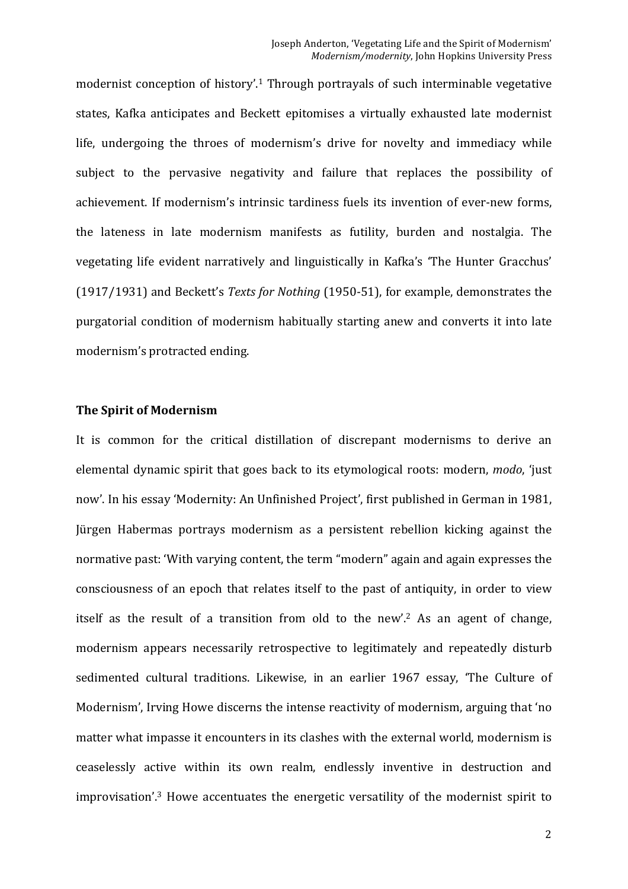modernist conception of history'.[1] Through portrayals of such interminable vegetative states, Kafka anticipates and Beckett epitomises a virtually exhausted late modernist life, undergoing the throes of modernism's drive for novelty and immediacy while subject to the pervasive negativity and failure that replaces the possibility of achievement. If modernism's intrinsic tardiness fuels its invention of ever-new forms, the lateness in late modernism manifests as futility, burden and nostalgia. The vegetating life evident narratively and linguistically in Kafka's 'The Hunter Gracchus' (1917/1931) and Beckett's *Texts for Nothing* (1950-51), for example, demonstrates the purgatorial condition of modernism habitually starting anew and converts it into late modernism's protracted ending.

**The Spirit of Modernism**

It is common for the critical distillation of discrepant modernisms to derive an elemental dynamic spirit that goes back to its etymological roots: modern, *modo*, 'just now'. In his essay 'Modernity: An Unfinished Project', first published in German in 1981, Jürgen Habermas portrays modernism as a persistent rebellion kicking against the normative past: 'With varying content, the term "modern" again and again expresses the consciousness of an epoch that relates itself to the past of antiquity, in order to view itself as the result of a transition from old to the new'.[2] As an agent of change, modernism appears necessarily retrospective to legitimately and repeatedly disturb sedimented cultural traditions. Likewise, in an earlier 1967 essay, 'The Culture of Modernism', Irving Howe discerns the intense reactivity of modernism, arguing that 'no matter what impasse it encounters in its clashes with the external world, modernism is ceaselessly active within its own realm, endlessly inventive in destruction and improvisation'.[3] Howe accentuates the energetic versatility of the modernist spirit to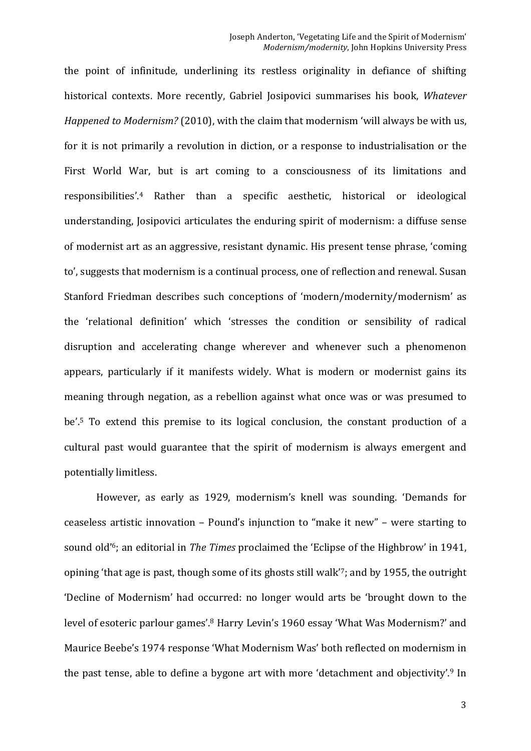the point of infinitude, underlining its restless originality in defiance of shifting historical contexts. More recently, Gabriel Josipovici summarises his book, *Whatever Happened to Modernism?* (2010), with the claim that modernism 'will always be with us, for it is not primarily a revolution in diction, or a response to industrialisation or the First World War, but is art coming to a consciousness of its limitations and responsibilities'.[4] Rather than a specific aesthetic, historical or ideological understanding, Josipovici articulates the enduring spirit of modernism: a diffuse sense of modernist art as an aggressive, resistant dynamic. His present tense phrase, 'coming to', suggests that modernism is a continual process, one of reflection and renewal. Susan Stanford Friedman describes such conceptions of 'modern/modernity/modernism' as the 'relational definition' which 'stresses the condition or sensibility of radical disruption and accelerating change wherever and whenever such a phenomenon appears, particularly if it manifests widely. What is modern or modernist gains its meaning through negation, as a rebellion against what once was or was presumed to be'.[5] To extend this premise to its logical conclusion, the constant production of a cultural past would guarantee that the spirit of modernism is always emergent and potentially limitless.

However, as early as 1929, modernism's knell was sounding. 'Demands for ceaseless artistic innovation – Pound's injunction to "make it new" – were starting to sound old'[6]; an editorial in *The Times* proclaimed the 'Eclipse of the Highbrow' in 1941, opining 'that age is past, though some of its ghosts still walk'[7]; and by 1955, the outright 'Decline of Modernism' had occurred: no longer would arts be 'brought down to the level of esoteric parlour games'.[8] Harry Levin's 1960 essay 'What Was Modernism?' and Maurice Beebe's 1974 response 'What Modernism Was' both reflected on modernism in the past tense, able to define a bygone art with more 'detachment and objectivity'.[9] In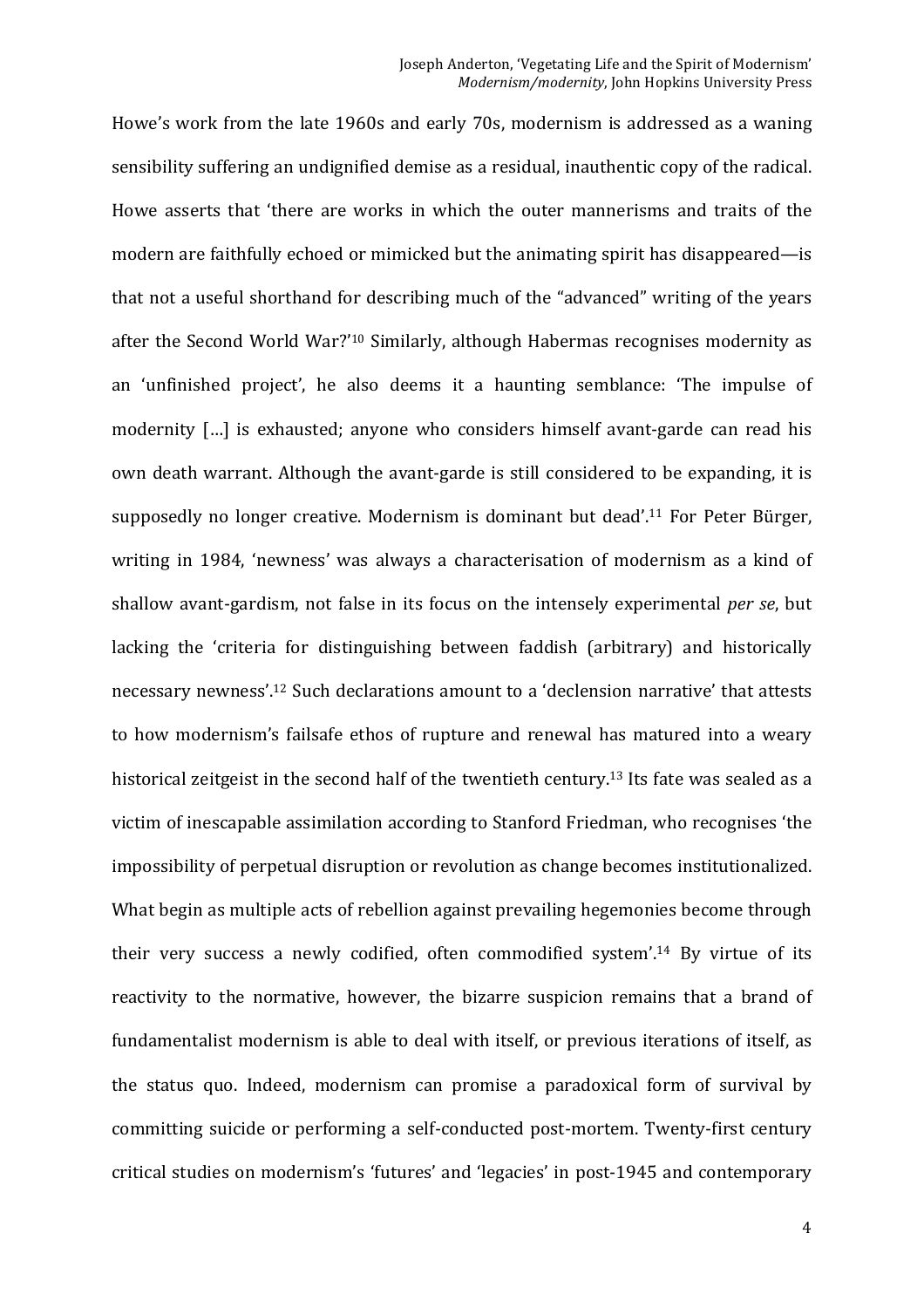Howe's work from the late 1960s and early 70s, modernism is addressed as a waning sensibility suffering an undignified demise as a residual, inauthentic copy of the radical. Howe asserts that 'there are works in which the outer mannerisms and traits of the modern are faithfully echoed or mimicked but the animating spirit has disappeared—is that not a useful shorthand for describing much of the "advanced" writing of the years after the Second World War?'[10] Similarly, although Habermas recognises modernity as an 'unfinished project', he also deems it a haunting semblance: 'The impulse of modernity […] is exhausted; anyone who considers himself avant-garde can read his own death warrant. Although the avant-garde is still considered to be expanding, it is supposedly no longer creative. Modernism is dominant but dead'.[11] For Peter Bürger, writing in 1984, 'newness' was always a characterisation of modernism as a kind of shallow avant-gardism, not false in its focus on the intensely experimental *per se*, but lacking the 'criteria for distinguishing between faddish (arbitrary) and historically necessary newness'.[12] Such declarations amount to a 'declension narrative' that attests to how modernism's failsafe ethos of rupture and renewal has matured into a weary historical zeitgeist in the second half of the twentieth century.[13] Its fate was sealed as a victim of inescapable assimilation according to Stanford Friedman, who recognises 'the impossibility of perpetual disruption or revolution as change becomes institutionalized. What begin as multiple acts of rebellion against prevailing hegemonies become through their very success a newly codified, often commodified system'.[14] By virtue of its reactivity to the normative, however, the bizarre suspicion remains that a brand of fundamentalist modernism is able to deal with itself, or previous iterations of itself, as the status quo. Indeed, modernism can promise a paradoxical form of survival by committing suicide or performing a self-conducted post-mortem. Twenty-first century critical studies on modernism's 'futures' and 'legacies' in post-1945 and contemporary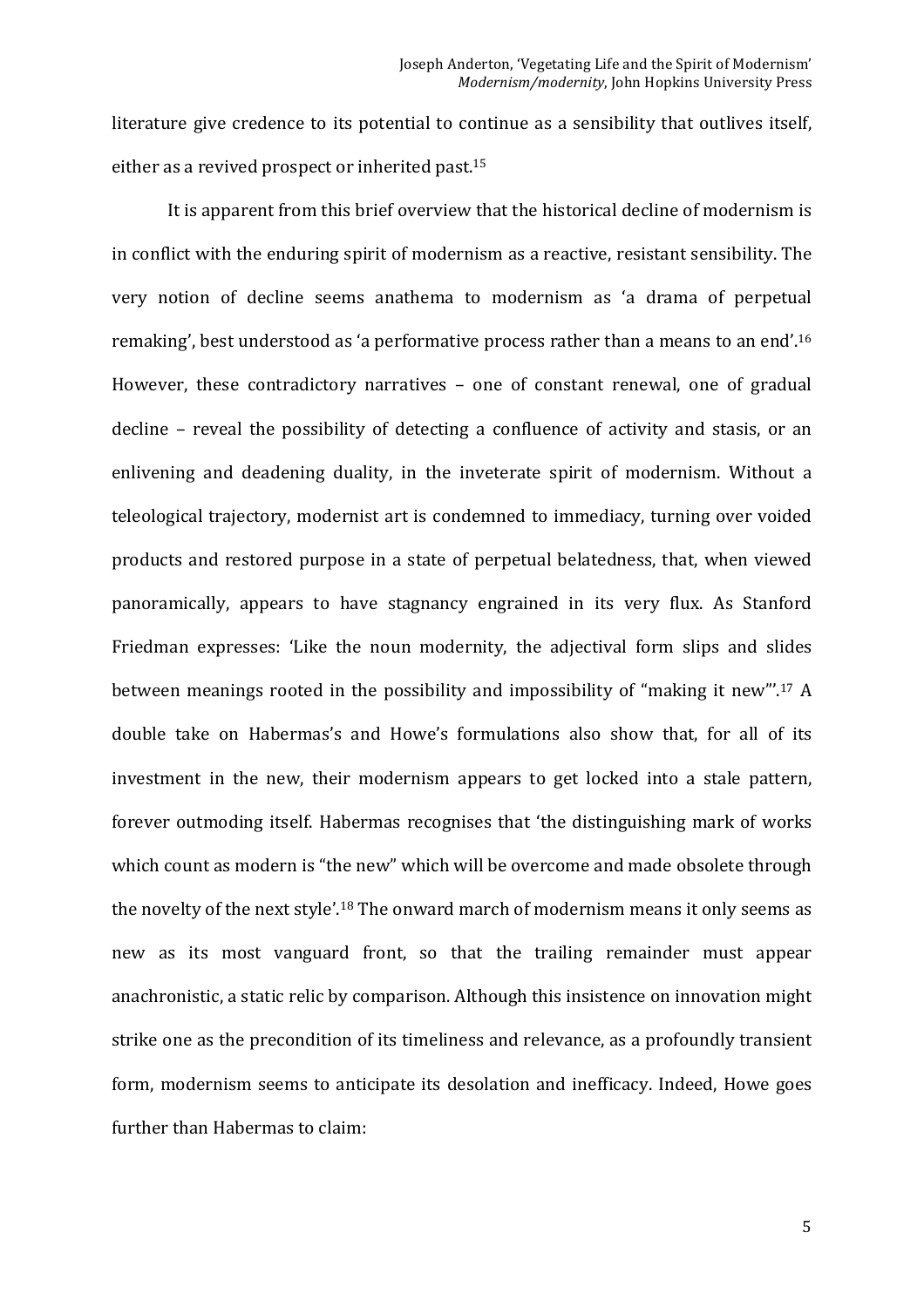literature give credence to its potential to continue as a sensibility that outlives itself, either as a revived prospect or inherited past.[15]

It is apparent from this brief overview that the historical decline of modernism is in conflict with the enduring spirit of modernism as a reactive, resistant sensibility. The very notion of decline seems anathema to modernism as 'a drama of perpetual remaking', best understood as 'a performative process rather than a means to an end'.[16] However, these contradictory narratives – one of constant renewal, one of gradual decline – reveal the possibility of detecting a confluence of activity and stasis, or an enlivening and deadening duality, in the inveterate spirit of modernism. Without a teleological trajectory, modernist art is condemned to immediacy, turning over voided products and restored purpose in a state of perpetual belatedness, that, when viewed panoramically, appears to have stagnancy engrained in its very flux. As Stanford Friedman expresses: 'Like the noun modernity, the adjectival form slips and slides between meanings rooted in the possibility and impossibility of "making it new"'.[17] A double take on Habermas's and Howe's formulations also show that, for all of its investment in the new, their modernism appears to get locked into a stale pattern, forever outmoding itself. Habermas recognises that 'the distinguishing mark of works which count as modern is "the new" which will be overcome and made obsolete through the novelty of the next style'.[18] The onward march of modernism means it only seems as new as its most vanguard front, so that the trailing remainder must appear anachronistic, a static relic by comparison. Although this insistence on innovation might strike one as the precondition of its timeliness and relevance, as a profoundly transient form, modernism seems to anticipate its desolation and inefficacy. Indeed, Howe goes further than Habermas to claim: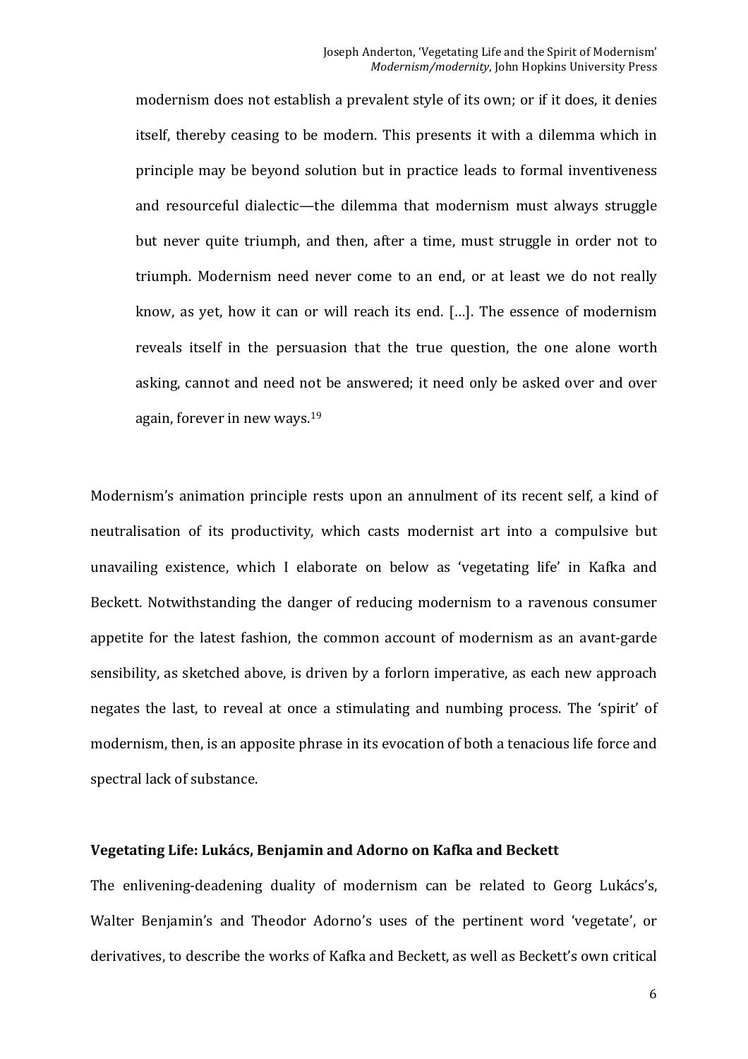> modernism does not establish a prevalent style of its own; or if it does, it denies itself, thereby ceasing to be modern. This presents it with a dilemma which in principle may be beyond solution but in practice leads to formal inventiveness and resourceful dialectic—the dilemma that modernism must always struggle but never quite triumph, and then, after a time, must struggle in order not to triumph. Modernism need never come to an end, or at least we do not really know, as yet, how it can or will reach its end. […]. The essence of modernism reveals itself in the persuasion that the true question, the one alone worth asking, cannot and need not be answered; it need only be asked over and over again, forever in new ways.[19]

Modernism's animation principle rests upon an annulment of its recent self, a kind of neutralisation of its productivity, which casts modernist art into a compulsive but unavailing existence, which I elaborate on below as 'vegetating life' in Kafka and Beckett. Notwithstanding the danger of reducing modernism to a ravenous consumer appetite for the latest fashion, the common account of modernism as an avant-garde sensibility, as sketched above, is driven by a forlorn imperative, as each new approach negates the last, to reveal at once a stimulating and numbing process. The 'spirit' of modernism, then, is an apposite phrase in its evocation of both a tenacious life force and spectral lack of substance.

**Vegetating Life: Lukács, Benjamin and Adorno on Kafka and Beckett**

The enlivening-deadening duality of modernism can be related to Georg Lukács's, Walter Benjamin's and Theodor Adorno's uses of the pertinent word 'vegetate', or derivatives, to describe the works of Kafka and Beckett, as well as Beckett's own critical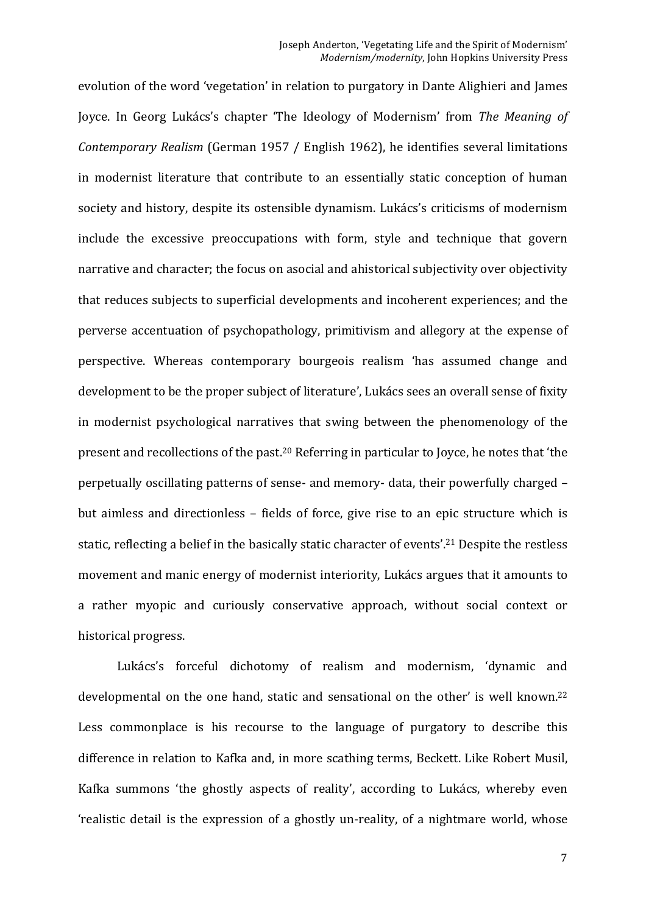evolution of the word 'vegetation' in relation to purgatory in Dante Alighieri and James Joyce. In Georg Lukács's chapter 'The Ideology of Modernism' from *The Meaning of Contemporary Realism* (German 1957 / English 1962), he identifies several limitations in modernist literature that contribute to an essentially static conception of human society and history, despite its ostensible dynamism. Lukács's criticisms of modernism include the excessive preoccupations with form, style and technique that govern narrative and character; the focus on asocial and ahistorical subjectivity over objectivity that reduces subjects to superficial developments and incoherent experiences; and the perverse accentuation of psychopathology, primitivism and allegory at the expense of perspective. Whereas contemporary bourgeois realism 'has assumed change and development to be the proper subject of literature', Lukács sees an overall sense of fixity in modernist psychological narratives that swing between the phenomenology of the present and recollections of the past.[20] Referring in particular to Joyce, he notes that 'the perpetually oscillating patterns of sense- and memory- data, their powerfully charged – but aimless and directionless – fields of force, give rise to an epic structure which is static, reflecting a belief in the basically static character of events'.[21] Despite the restless movement and manic energy of modernist interiority, Lukács argues that it amounts to a rather myopic and curiously conservative approach, without social context or historical progress.

Lukács's forceful dichotomy of realism and modernism, 'dynamic and developmental on the one hand, static and sensational on the other' is well known.[22] Less commonplace is his recourse to the language of purgatory to describe this difference in relation to Kafka and, in more scathing terms, Beckett. Like Robert Musil, Kafka summons 'the ghostly aspects of reality', according to Lukács, whereby even 'realistic detail is the expression of a ghostly un-reality, of a nightmare world, whose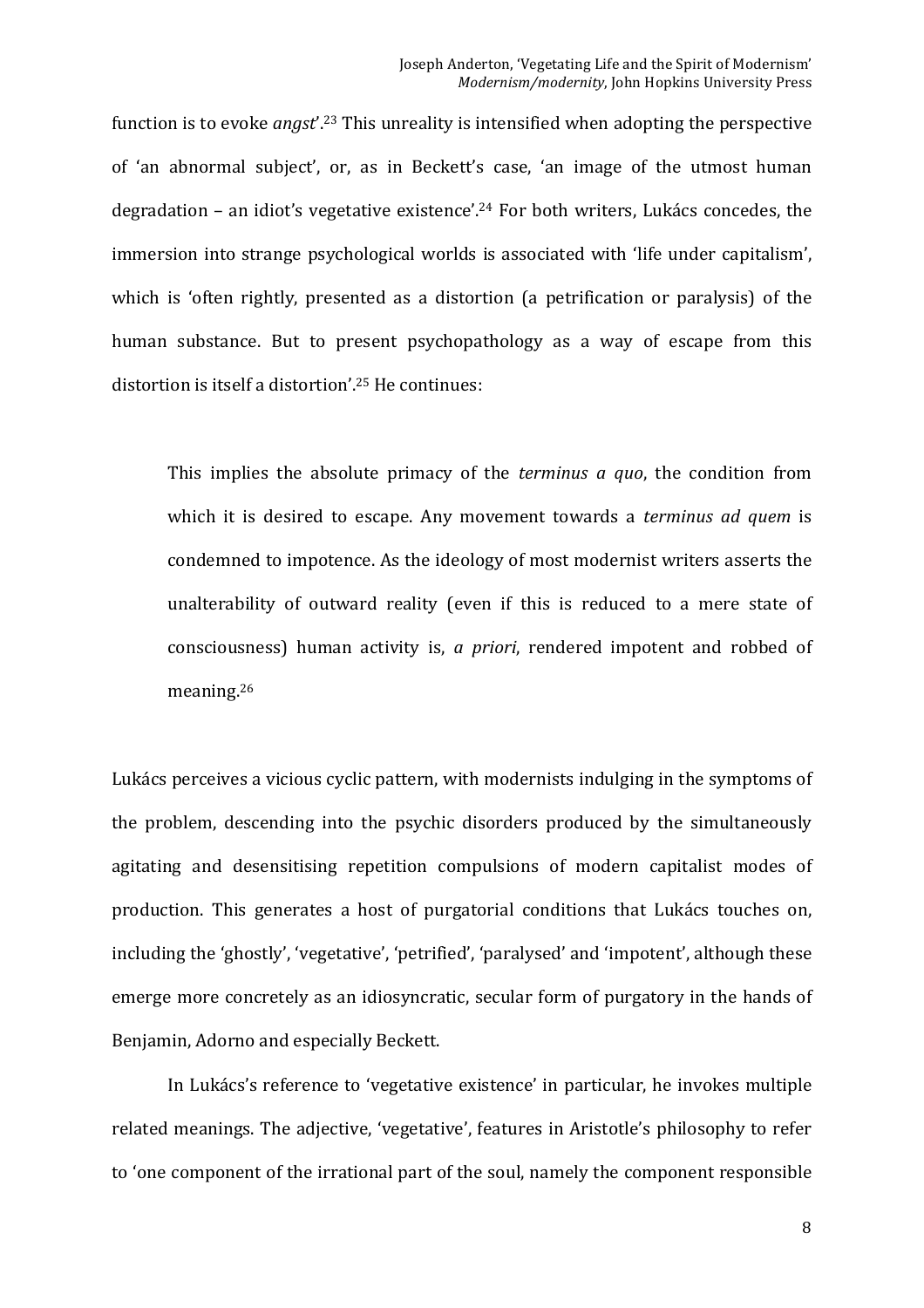function is to evoke *angst*'.[23] This unreality is intensified when adopting the perspective of 'an abnormal subject', or, as in Beckett's case, 'an image of the utmost human degradation – an idiot's vegetative existence'.[24] For both writers, Lukács concedes, the immersion into strange psychological worlds is associated with 'life under capitalism', which is 'often rightly, presented as a distortion (a petrification or paralysis) of the human substance. But to present psychopathology as a way of escape from this distortion is itself a distortion'.[25] He continues:

> This implies the absolute primacy of the *terminus a quo*, the condition from which it is desired to escape. Any movement towards a *terminus ad quem* is condemned to impotence. As the ideology of most modernist writers asserts the unalterability of outward reality (even if this is reduced to a mere state of consciousness) human activity is, *a priori*, rendered impotent and robbed of meaning.[26]

Lukács perceives a vicious cyclic pattern, with modernists indulging in the symptoms of the problem, descending into the psychic disorders produced by the simultaneously agitating and desensitising repetition compulsions of modern capitalist modes of production. This generates a host of purgatorial conditions that Lukács touches on, including the 'ghostly', 'vegetative', 'petrified', 'paralysed' and 'impotent', although these emerge more concretely as an idiosyncratic, secular form of purgatory in the hands of Benjamin, Adorno and especially Beckett.

In Lukács's reference to 'vegetative existence' in particular, he invokes multiple related meanings. The adjective, 'vegetative', features in Aristotle's philosophy to refer to 'one component of the irrational part of the soul, namely the component responsible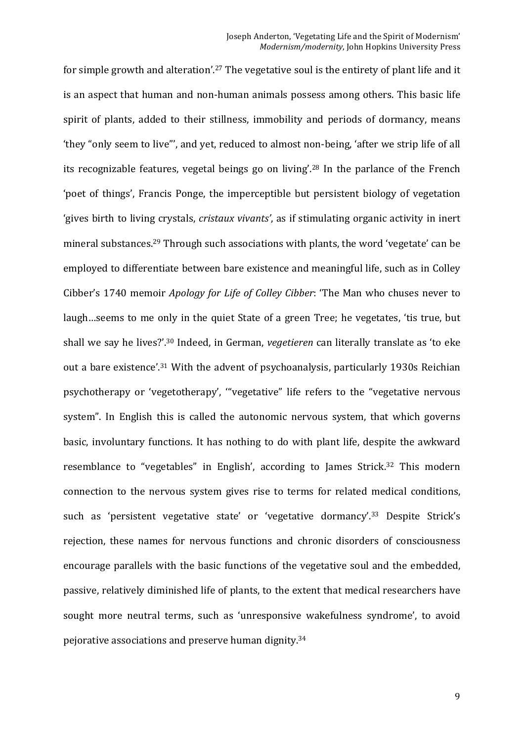for simple growth and alteration'.[27] The vegetative soul is the entirety of plant life and it is an aspect that human and non-human animals possess among others. This basic life spirit of plants, added to their stillness, immobility and periods of dormancy, means 'they "only seem to live"', and yet, reduced to almost non-being, 'after we strip life of all its recognizable features, vegetal beings go on living'.[28] In the parlance of the French 'poet of things', Francis Ponge, the imperceptible but persistent biology of vegetation 'gives birth to living crystals, *cristaux vivants*', as if stimulating organic activity in inert mineral substances.[29] Through such associations with plants, the word 'vegetate' can be employed to differentiate between bare existence and meaningful life, such as in Colley Cibber's 1740 memoir *Apology for Life of Colley Cibber*: 'The Man who chuses never to laugh…seems to me only in the quiet State of a green Tree; he vegetates, 'tis true, but shall we say he lives?'.[30] Indeed, in German, *vegetieren* can literally translate as 'to eke out a bare existence'.[31] With the advent of psychoanalysis, particularly 1930s Reichian psychotherapy or 'vegetotherapy', '"vegetative" life refers to the "vegetative nervous system". In English this is called the autonomic nervous system, that which governs basic, involuntary functions. It has nothing to do with plant life, despite the awkward resemblance to "vegetables" in English', according to James Strick.[32] This modern connection to the nervous system gives rise to terms for related medical conditions, such as 'persistent vegetative state' or 'vegetative dormancy'.[33] Despite Strick's rejection, these names for nervous functions and chronic disorders of consciousness encourage parallels with the basic functions of the vegetative soul and the embedded, passive, relatively diminished life of plants, to the extent that medical researchers have sought more neutral terms, such as 'unresponsive wakefulness syndrome', to avoid pejorative associations and preserve human dignity.[34]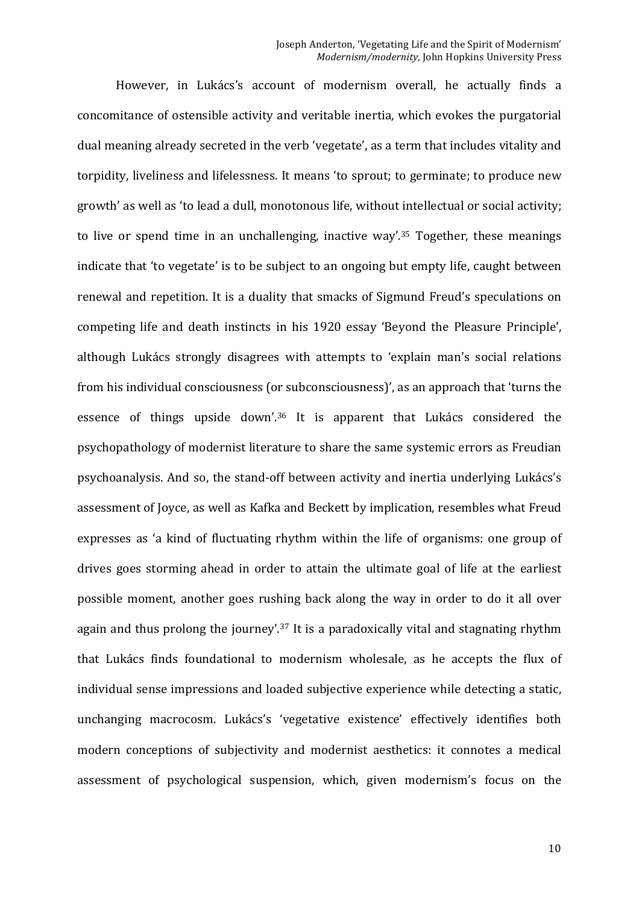However, in Lukács's account of modernism overall, he actually finds a concomitance of ostensible activity and veritable inertia, which evokes the purgatorial dual meaning already secreted in the verb 'vegetate', as a term that includes vitality and torpidity, liveliness and lifelessness. It means 'to sprout; to germinate; to produce new growth' as well as 'to lead a dull, monotonous life, without intellectual or social activity; to live or spend time in an unchallenging, inactive way'.[35] Together, these meanings indicate that 'to vegetate' is to be subject to an ongoing but empty life, caught between renewal and repetition. It is a duality that smacks of Sigmund Freud's speculations on competing life and death instincts in his 1920 essay 'Beyond the Pleasure Principle', although Lukács strongly disagrees with attempts to 'explain man's social relations from his individual consciousness (or subconsciousness)', as an approach that 'turns the essence of things upside down'.[36] It is apparent that Lukács considered the psychopathology of modernist literature to share the same systemic errors as Freudian psychoanalysis. And so, the stand-off between activity and inertia underlying Lukács's assessment of Joyce, as well as Kafka and Beckett by implication, resembles what Freud expresses as 'a kind of fluctuating rhythm within the life of organisms: one group of drives goes storming ahead in order to attain the ultimate goal of life at the earliest possible moment, another goes rushing back along the way in order to do it all over again and thus prolong the journey'.[37] It is a paradoxically vital and stagnating rhythm that Lukács finds foundational to modernism wholesale, as he accepts the flux of individual sense impressions and loaded subjective experience while detecting a static, unchanging macrocosm. Lukács's 'vegetative existence' effectively identifies both modern conceptions of subjectivity and modernist aesthetics: it connotes a medical assessment of psychological suspension, which, given modernism's focus on the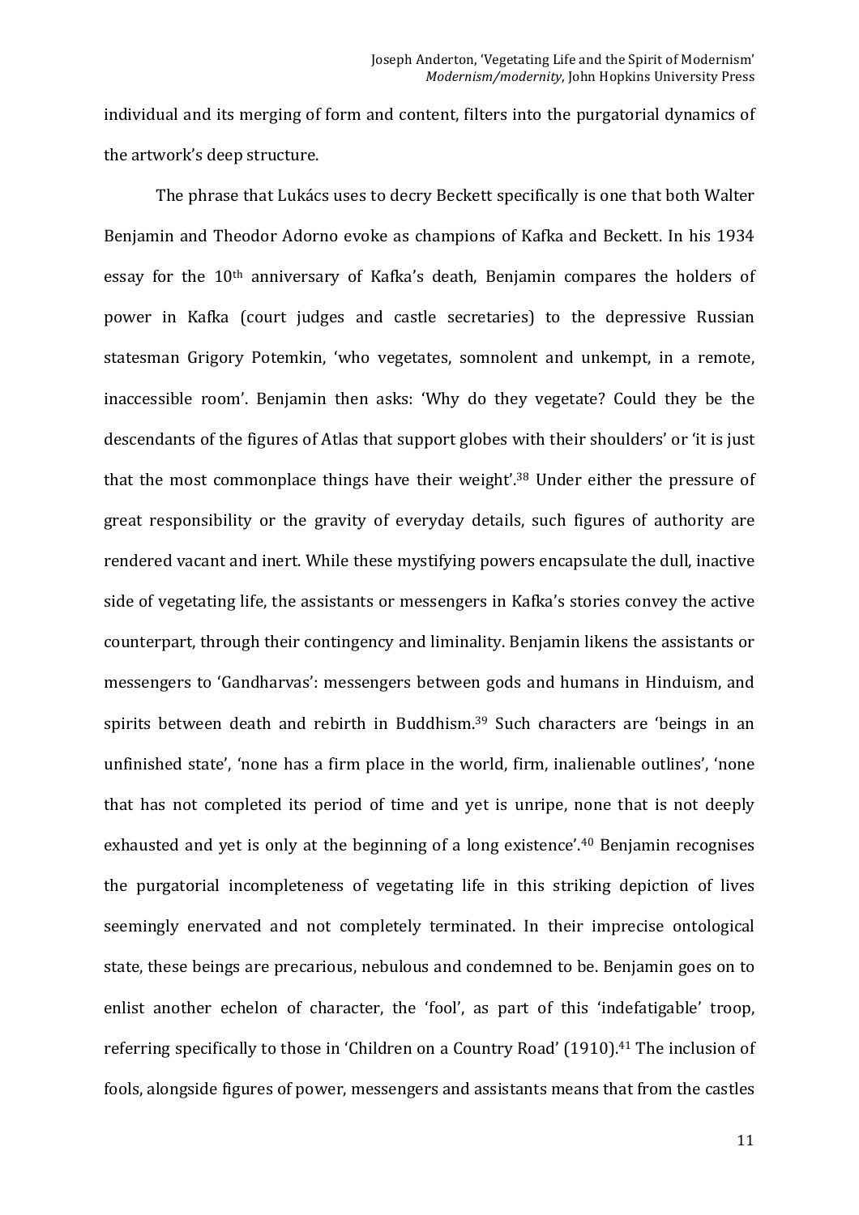individual and its merging of form and content, filters into the purgatorial dynamics of the artwork's deep structure.

The phrase that Lukács uses to decry Beckett specifically is one that both Walter Benjamin and Theodor Adorno evoke as champions of Kafka and Beckett. In his 1934 essay for the 10th anniversary of Kafka's death, Benjamin compares the holders of power in Kafka (court judges and castle secretaries) to the depressive Russian statesman Grigory Potemkin, 'who vegetates, somnolent and unkempt, in a remote, inaccessible room'. Benjamin then asks: 'Why do they vegetate? Could they be the descendants of the figures of Atlas that support globes with their shoulders' or 'it is just that the most commonplace things have their weight'.[38] Under either the pressure of great responsibility or the gravity of everyday details, such figures of authority are rendered vacant and inert. While these mystifying powers encapsulate the dull, inactive side of vegetating life, the assistants or messengers in Kafka's stories convey the active counterpart, through their contingency and liminality. Benjamin likens the assistants or messengers to 'Gandharvas': messengers between gods and humans in Hinduism, and spirits between death and rebirth in Buddhism.[39] Such characters are 'beings in an unfinished state', 'none has a firm place in the world, firm, inalienable outlines', 'none that has not completed its period of time and yet is unripe, none that is not deeply exhausted and yet is only at the beginning of a long existence'.[40] Benjamin recognises the purgatorial incompleteness of vegetating life in this striking depiction of lives seemingly enervated and not completely terminated. In their imprecise ontological state, these beings are precarious, nebulous and condemned to be. Benjamin goes on to enlist another echelon of character, the 'fool', as part of this 'indefatigable' troop, referring specifically to those in 'Children on a Country Road' (1910).[41] The inclusion of fools, alongside figures of power, messengers and assistants means that from the castles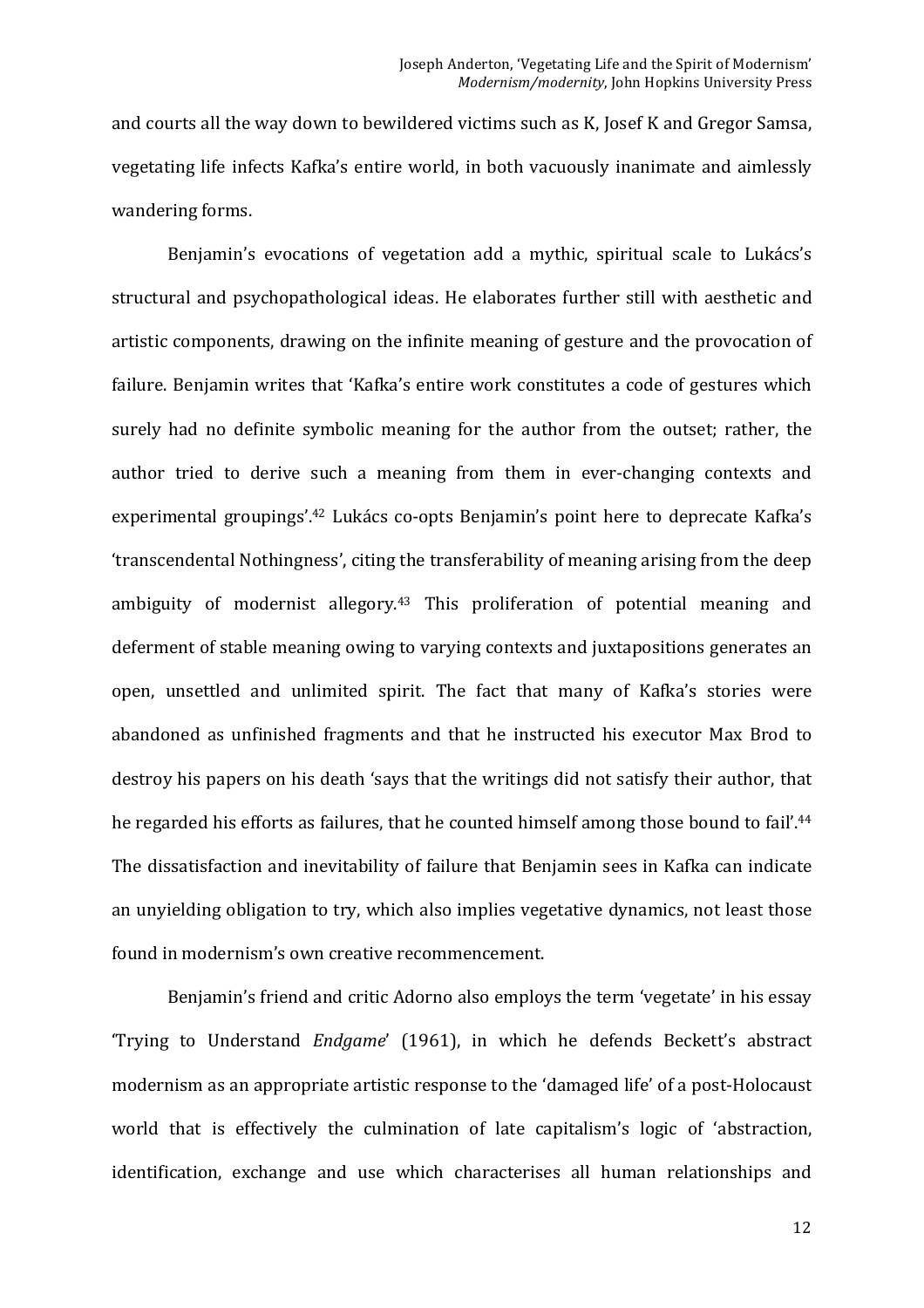and courts all the way down to bewildered victims such as K, Josef K and Gregor Samsa, vegetating life infects Kafka's entire world, in both vacuously inanimate and aimlessly wandering forms.

Benjamin's evocations of vegetation add a mythic, spiritual scale to Lukács's structural and psychopathological ideas. He elaborates further still with aesthetic and artistic components, drawing on the infinite meaning of gesture and the provocation of failure. Benjamin writes that 'Kafka's entire work constitutes a code of gestures which surely had no definite symbolic meaning for the author from the outset; rather, the author tried to derive such a meaning from them in ever-changing contexts and experimental groupings'.[42] Lukács co-opts Benjamin's point here to deprecate Kafka's 'transcendental Nothingness', citing the transferability of meaning arising from the deep ambiguity of modernist allegory.[43] This proliferation of potential meaning and deferment of stable meaning owing to varying contexts and juxtapositions generates an open, unsettled and unlimited spirit. The fact that many of Kafka's stories were abandoned as unfinished fragments and that he instructed his executor Max Brod to destroy his papers on his death 'says that the writings did not satisfy their author, that he regarded his efforts as failures, that he counted himself among those bound to fail'.[44] The dissatisfaction and inevitability of failure that Benjamin sees in Kafka can indicate an unyielding obligation to try, which also implies vegetative dynamics, not least those found in modernism's own creative recommencement.

Benjamin's friend and critic Adorno also employs the term 'vegetate' in his essay 'Trying to Understand *Endgame*' (1961), in which he defends Beckett's abstract modernism as an appropriate artistic response to the 'damaged life' of a post-Holocaust world that is effectively the culmination of late capitalism's logic of 'abstraction, identification, exchange and use which characterises all human relationships and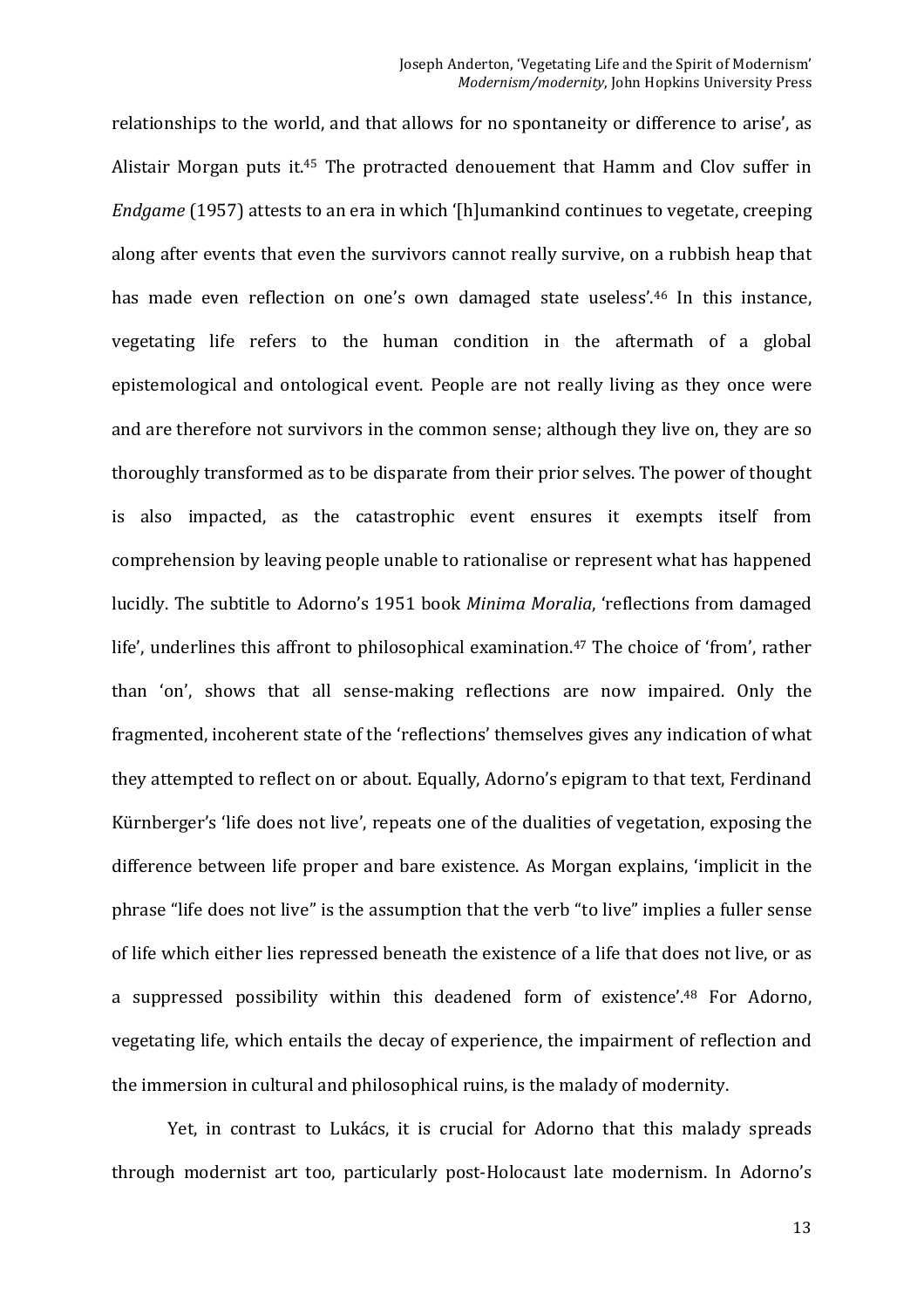relationships to the world, and that allows for no spontaneity or difference to arise', as Alistair Morgan puts it.[45] The protracted denouement that Hamm and Clov suffer in *Endgame* (1957) attests to an era in which '[h]umankind continues to vegetate, creeping along after events that even the survivors cannot really survive, on a rubbish heap that has made even reflection on one's own damaged state useless'.[46] In this instance, vegetating life refers to the human condition in the aftermath of a global epistemological and ontological event. People are not really living as they once were and are therefore not survivors in the common sense; although they live on, they are so thoroughly transformed as to be disparate from their prior selves. The power of thought is also impacted, as the catastrophic event ensures it exempts itself from comprehension by leaving people unable to rationalise or represent what has happened lucidly. The subtitle to Adorno's 1951 book *Minima Moralia*, 'reflections from damaged life', underlines this affront to philosophical examination.[47] The choice of 'from', rather than 'on', shows that all sense-making reflections are now impaired. Only the fragmented, incoherent state of the 'reflections' themselves gives any indication of what they attempted to reflect on or about. Equally, Adorno's epigram to that text, Ferdinand Kürnberger's 'life does not live', repeats one of the dualities of vegetation, exposing the difference between life proper and bare existence. As Morgan explains, 'implicit in the phrase "life does not live" is the assumption that the verb "to live" implies a fuller sense of life which either lies repressed beneath the existence of a life that does not live, or as a suppressed possibility within this deadened form of existence'.[48] For Adorno, vegetating life, which entails the decay of experience, the impairment of reflection and the immersion in cultural and philosophical ruins, is the malady of modernity.

Yet, in contrast to Lukács, it is crucial for Adorno that this malady spreads through modernist art too, particularly post-Holocaust late modernism. In Adorno's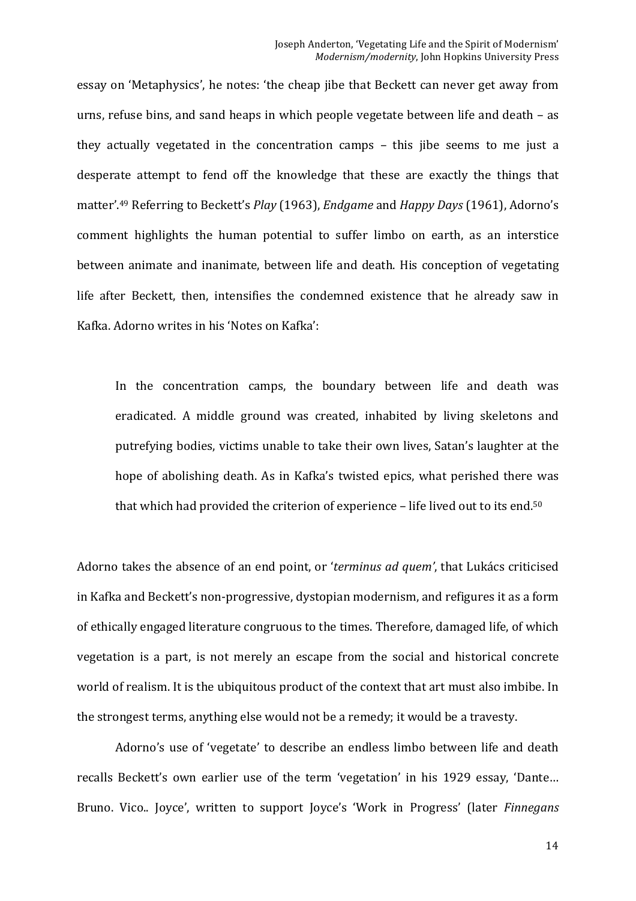essay on 'Metaphysics', he notes: 'the cheap jibe that Beckett can never get away from urns, refuse bins, and sand heaps in which people vegetate between life and death – as they actually vegetated in the concentration camps – this jibe seems to me just a desperate attempt to fend off the knowledge that these are exactly the things that matter'.[49] Referring to Beckett's *Play* (1963), *Endgame* and *Happy Days* (1961), Adorno's comment highlights the human potential to suffer limbo on earth, as an interstice between animate and inanimate, between life and death. His conception of vegetating life after Beckett, then, intensifies the condemned existence that he already saw in Kafka. Adorno writes in his 'Notes on Kafka':

> In the concentration camps, the boundary between life and death was eradicated. A middle ground was created, inhabited by living skeletons and putrefying bodies, victims unable to take their own lives, Satan's laughter at the hope of abolishing death. As in Kafka's twisted epics, what perished there was that which had provided the criterion of experience – life lived out to its end.[50]

Adorno takes the absence of an end point, or '*terminus ad quem*', that Lukács criticised in Kafka and Beckett's non-progressive, dystopian modernism, and refigures it as a form of ethically engaged literature congruous to the times. Therefore, damaged life, of which vegetation is a part, is not merely an escape from the social and historical concrete world of realism. It is the ubiquitous product of the context that art must also imbibe. In the strongest terms, anything else would not be a remedy; it would be a travesty.

Adorno's use of 'vegetate' to describe an endless limbo between life and death recalls Beckett's own earlier use of the term 'vegetation' in his 1929 essay, 'Dante... Bruno. Vico.. Joyce', written to support Joyce's 'Work in Progress' (later *Finnegans*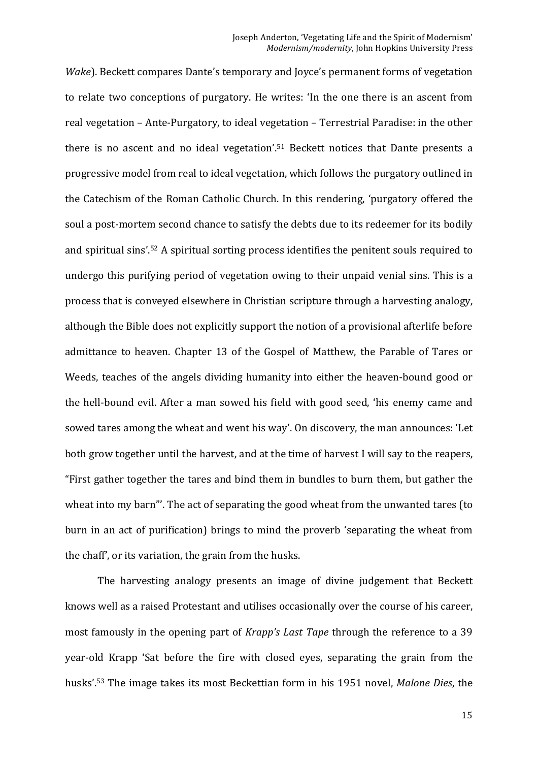*Wake*). Beckett compares Dante's temporary and Joyce's permanent forms of vegetation to relate two conceptions of purgatory. He writes: 'In the one there is an ascent from real vegetation – Ante-Purgatory, to ideal vegetation – Terrestrial Paradise: in the other there is no ascent and no ideal vegetation'.[51] Beckett notices that Dante presents a progressive model from real to ideal vegetation, which follows the purgatory outlined in the Catechism of the Roman Catholic Church. In this rendering, 'purgatory offered the soul a post-mortem second chance to satisfy the debts due to its redeemer for its bodily and spiritual sins'.[52] A spiritual sorting process identifies the penitent souls required to undergo this purifying period of vegetation owing to their unpaid venial sins. This is a process that is conveyed elsewhere in Christian scripture through a harvesting analogy, although the Bible does not explicitly support the notion of a provisional afterlife before admittance to heaven. Chapter 13 of the Gospel of Matthew, the Parable of Tares or Weeds, teaches of the angels dividing humanity into either the heaven-bound good or the hell-bound evil. After a man sowed his field with good seed, 'his enemy came and sowed tares among the wheat and went his way'. On discovery, the man announces: 'Let both grow together until the harvest, and at the time of harvest I will say to the reapers, "First gather together the tares and bind them in bundles to burn them, but gather the wheat into my barn"'. The act of separating the good wheat from the unwanted tares (to burn in an act of purification) brings to mind the proverb 'separating the wheat from the chaff', or its variation, the grain from the husks.

The harvesting analogy presents an image of divine judgement that Beckett knows well as a raised Protestant and utilises occasionally over the course of his career, most famously in the opening part of *Krapp's Last Tape* through the reference to a 39 year-old Krapp 'Sat before the fire with closed eyes, separating the grain from the husks'.[53] The image takes its most Beckettian form in his 1951 novel, *Malone Dies*, the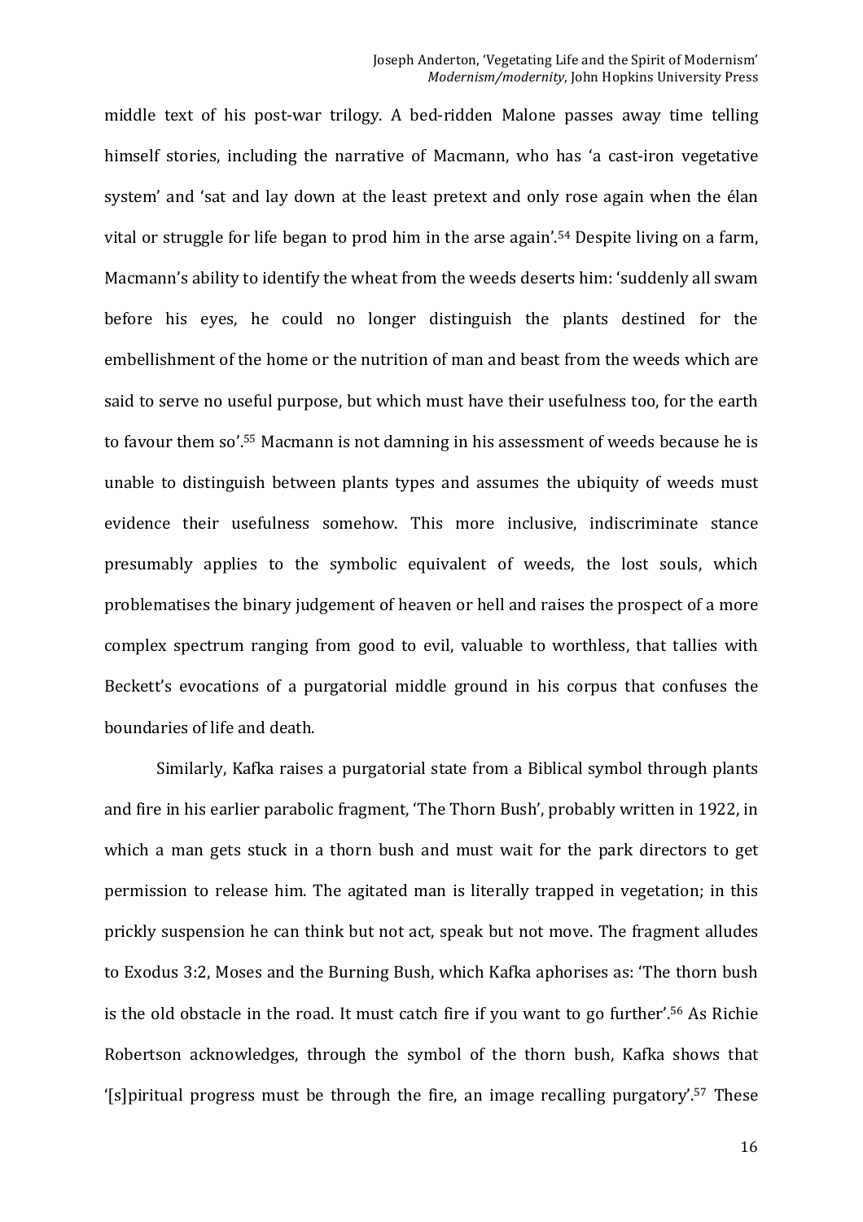middle text of his post-war trilogy. A bed-ridden Malone passes away time telling himself stories, including the narrative of Macmann, who has 'a cast-iron vegetative system' and 'sat and lay down at the least pretext and only rose again when the élan vital or struggle for life began to prod him in the arse again'.[54] Despite living on a farm, Macmann's ability to identify the wheat from the weeds deserts him: 'suddenly all swam before his eyes, he could no longer distinguish the plants destined for the embellishment of the home or the nutrition of man and beast from the weeds which are said to serve no useful purpose, but which must have their usefulness too, for the earth to favour them so'.[55] Macmann is not damning in his assessment of weeds because he is unable to distinguish between plants types and assumes the ubiquity of weeds must evidence their usefulness somehow. This more inclusive, indiscriminate stance presumably applies to the symbolic equivalent of weeds, the lost souls, which problematises the binary judgement of heaven or hell and raises the prospect of a more complex spectrum ranging from good to evil, valuable to worthless, that tallies with Beckett's evocations of a purgatorial middle ground in his corpus that confuses the boundaries of life and death.

Similarly, Kafka raises a purgatorial state from a Biblical symbol through plants and fire in his earlier parabolic fragment, 'The Thorn Bush', probably written in 1922, in which a man gets stuck in a thorn bush and must wait for the park directors to get permission to release him. The agitated man is literally trapped in vegetation; in this prickly suspension he can think but not act, speak but not move. The fragment alludes to Exodus 3:2, Moses and the Burning Bush, which Kafka aphorises as: 'The thorn bush is the old obstacle in the road. It must catch fire if you want to go further'.[56] As Richie Robertson acknowledges, through the symbol of the thorn bush, Kafka shows that '[s]piritual progress must be through the fire, an image recalling purgatory'.[57] These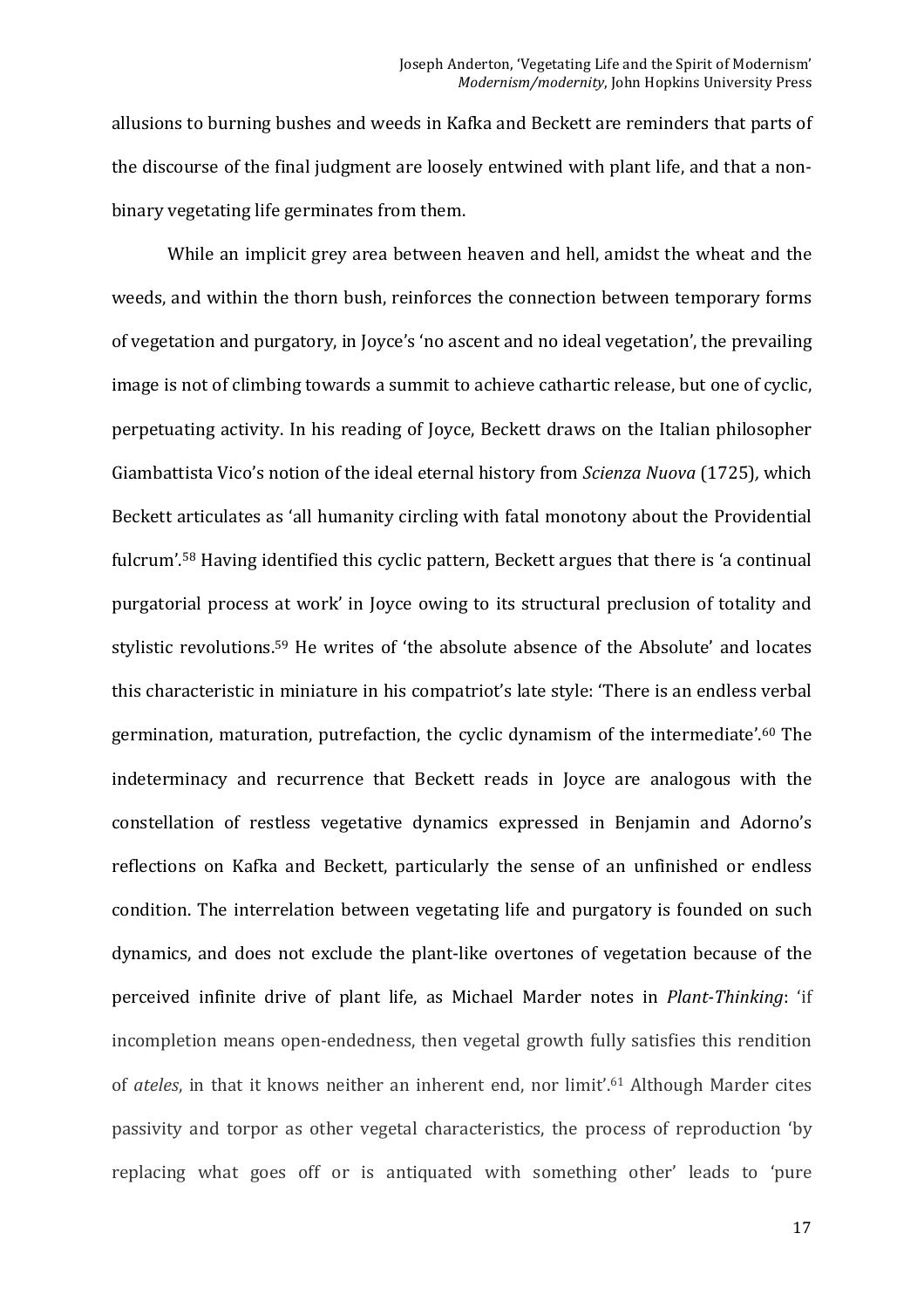allusions to burning bushes and weeds in Kafka and Beckett are reminders that parts of the discourse of the final judgment are loosely entwined with plant life, and that a non-binary vegetating life germinates from them.

While an implicit grey area between heaven and hell, amidst the wheat and the weeds, and within the thorn bush, reinforces the connection between temporary forms of vegetation and purgatory, in Joyce's 'no ascent and no ideal vegetation', the prevailing image is not of climbing towards a summit to achieve cathartic release, but one of cyclic, perpetuating activity. In his reading of Joyce, Beckett draws on the Italian philosopher Giambattista Vico's notion of the ideal eternal history from *Scienza Nuova* (1725), which Beckett articulates as 'all humanity circling with fatal monotony about the Providential fulcrum'.[58] Having identified this cyclic pattern, Beckett argues that there is 'a continual purgatorial process at work' in Joyce owing to its structural preclusion of totality and stylistic revolutions.[59] He writes of 'the absolute absence of the Absolute' and locates this characteristic in miniature in his compatriot's late style: 'There is an endless verbal germination, maturation, putrefaction, the cyclic dynamism of the intermediate'.[60] The indeterminacy and recurrence that Beckett reads in Joyce are analogous with the constellation of restless vegetative dynamics expressed in Benjamin and Adorno's reflections on Kafka and Beckett, particularly the sense of an unfinished or endless condition. The interrelation between vegetating life and purgatory is founded on such dynamics, and does not exclude the plant-like overtones of vegetation because of the perceived infinite drive of plant life, as Michael Marder notes in *Plant-Thinking*: 'if incompletion means open-endedness, then vegetal growth fully satisfies this rendition of *ateles*, in that it knows neither an inherent end, nor limit'.[61] Although Marder cites passivity and torpor as other vegetal characteristics, the process of reproduction 'by replacing what goes off or is antiquated with something other' leads to 'pure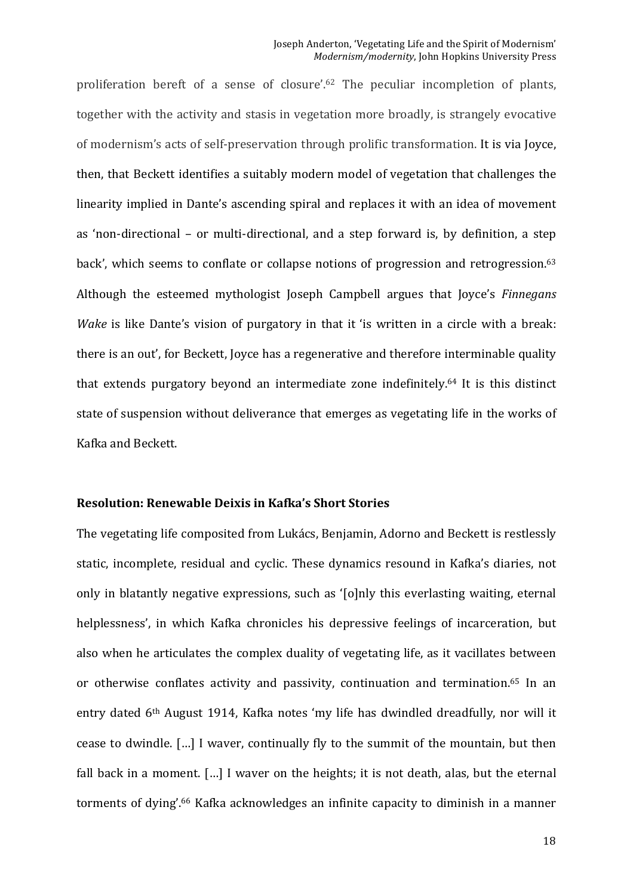proliferation bereft of a sense of closure'.[62] The peculiar incompletion of plants, together with the activity and stasis in vegetation more broadly, is strangely evocative of modernism's acts of self-preservation through prolific transformation. It is via Joyce, then, that Beckett identifies a suitably modern model of vegetation that challenges the linearity implied in Dante's ascending spiral and replaces it with an idea of movement as 'non-directional – or multi-directional, and a step forward is, by definition, a step back', which seems to conflate or collapse notions of progression and retrogression.[63] Although the esteemed mythologist Joseph Campbell argues that Joyce's *Finnegans Wake* is like Dante's vision of purgatory in that it 'is written in a circle with a break: there is an out', for Beckett, Joyce has a regenerative and therefore interminable quality that extends purgatory beyond an intermediate zone indefinitely.[64] It is this distinct state of suspension without deliverance that emerges as vegetating life in the works of Kafka and Beckett.

## Resolution: Renewable Deixis in Kafka's Short Stories

The vegetating life composited from Lukács, Benjamin, Adorno and Beckett is restlessly static, incomplete, residual and cyclic. These dynamics resound in Kafka's diaries, not only in blatantly negative expressions, such as '[o]nly this everlasting waiting, eternal helplessness', in which Kafka chronicles his depressive feelings of incarceration, but also when he articulates the complex duality of vegetating life, as it vacillates between or otherwise conflates activity and passivity, continuation and termination.[65] In an entry dated 6th August 1914, Kafka notes 'my life has dwindled dreadfully, nor will it cease to dwindle. […] I waver, continually fly to the summit of the mountain, but then fall back in a moment. […] I waver on the heights; it is not death, alas, but the eternal torments of dying'.[66] Kafka acknowledges an infinite capacity to diminish in a manner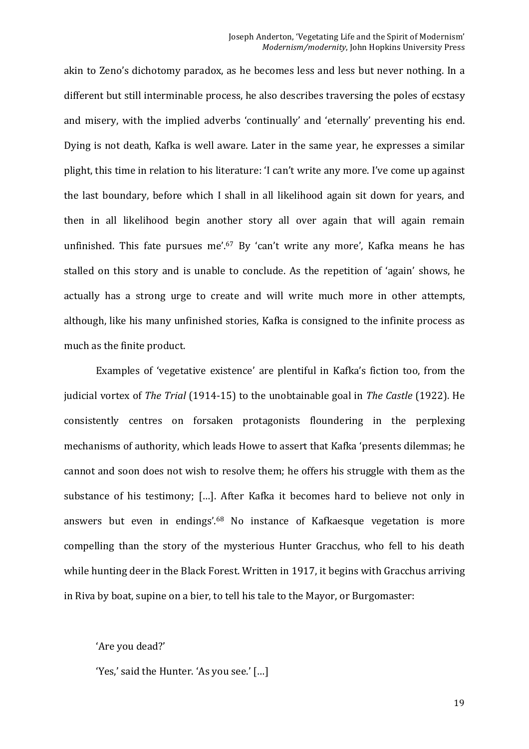akin to Zeno's dichotomy paradox, as he becomes less and less but never nothing. In a different but still interminable process, he also describes traversing the poles of ecstasy and misery, with the implied adverbs 'continually' and 'eternally' preventing his end. Dying is not death, Kafka is well aware. Later in the same year, he expresses a similar plight, this time in relation to his literature: 'I can't write any more. I've come up against the last boundary, before which I shall in all likelihood again sit down for years, and then in all likelihood begin another story all over again that will again remain unfinished. This fate pursues me'.[67] By 'can't write any more', Kafka means he has stalled on this story and is unable to conclude. As the repetition of 'again' shows, he actually has a strong urge to create and will write much more in other attempts, although, like his many unfinished stories, Kafka is consigned to the infinite process as much as the finite product.

Examples of 'vegetative existence' are plentiful in Kafka's fiction too, from the judicial vortex of *The Trial* (1914-15) to the unobtainable goal in *The Castle* (1922). He consistently centres on forsaken protagonists floundering in the perplexing mechanisms of authority, which leads Howe to assert that Kafka 'presents dilemmas; he cannot and soon does not wish to resolve them; he offers his struggle with them as the substance of his testimony; […]. After Kafka it becomes hard to believe not only in answers but even in endings'.[68] No instance of Kafkaesque vegetation is more compelling than the story of the mysterious Hunter Gracchus, who fell to his death while hunting deer in the Black Forest. Written in 1917, it begins with Gracchus arriving in Riva by boat, supine on a bier, to tell his tale to the Mayor, or Burgomaster:

> 'Are you dead?'
>
> 'Yes,' said the Hunter. 'As you see.' […]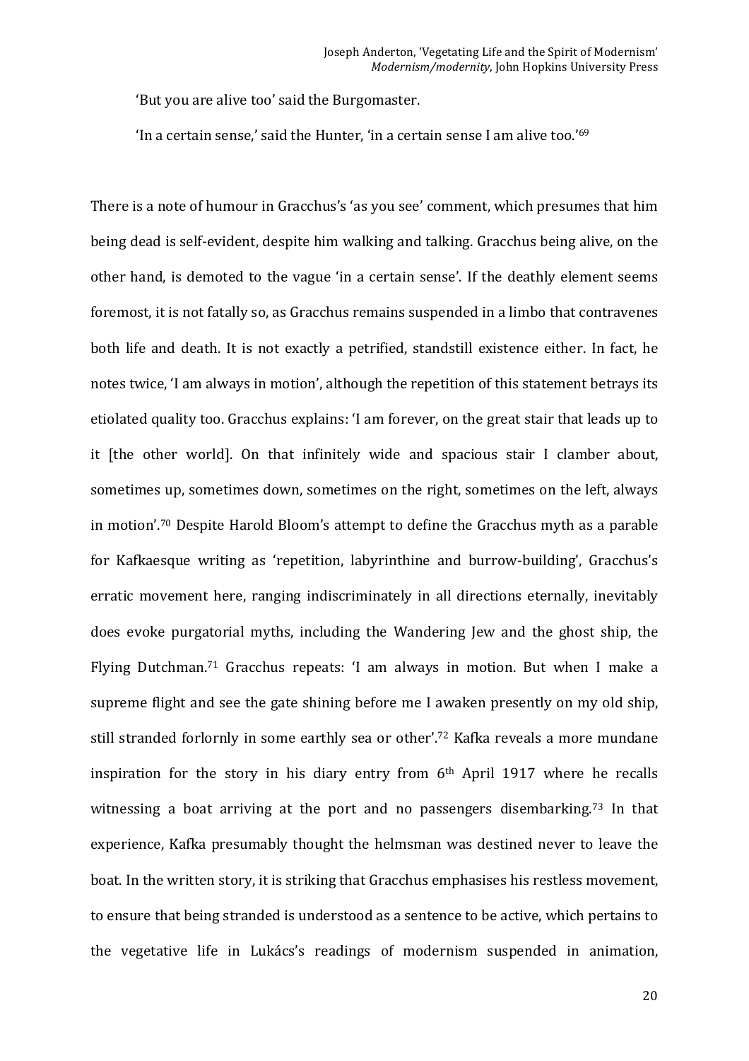'But you are alive too' said the Burgomaster.

'In a certain sense,' said the Hunter, 'in a certain sense I am alive too.'[69]

There is a note of humour in Gracchus's 'as you see' comment, which presumes that him being dead is self-evident, despite him walking and talking. Gracchus being alive, on the other hand, is demoted to the vague 'in a certain sense'. If the deathly element seems foremost, it is not fatally so, as Gracchus remains suspended in a limbo that contravenes both life and death. It is not exactly a petrified, standstill existence either. In fact, he notes twice, 'I am always in motion', although the repetition of this statement betrays its etiolated quality too. Gracchus explains: 'I am forever, on the great stair that leads up to it [the other world]. On that infinitely wide and spacious stair I clamber about, sometimes up, sometimes down, sometimes on the right, sometimes on the left, always in motion'.[70] Despite Harold Bloom's attempt to define the Gracchus myth as a parable for Kafkaesque writing as 'repetition, labyrinthine and burrow-building', Gracchus's erratic movement here, ranging indiscriminately in all directions eternally, inevitably does evoke purgatorial myths, including the Wandering Jew and the ghost ship, the Flying Dutchman.[71] Gracchus repeats: 'I am always in motion. But when I make a supreme flight and see the gate shining before me I awaken presently on my old ship, still stranded forlornly in some earthly sea or other'.[72] Kafka reveals a more mundane inspiration for the story in his diary entry from 6th April 1917 where he recalls witnessing a boat arriving at the port and no passengers disembarking.[73] In that experience, Kafka presumably thought the helmsman was destined never to leave the boat. In the written story, it is striking that Gracchus emphasises his restless movement, to ensure that being stranded is understood as a sentence to be active, which pertains to the vegetative life in Lukács's readings of modernism suspended in animation,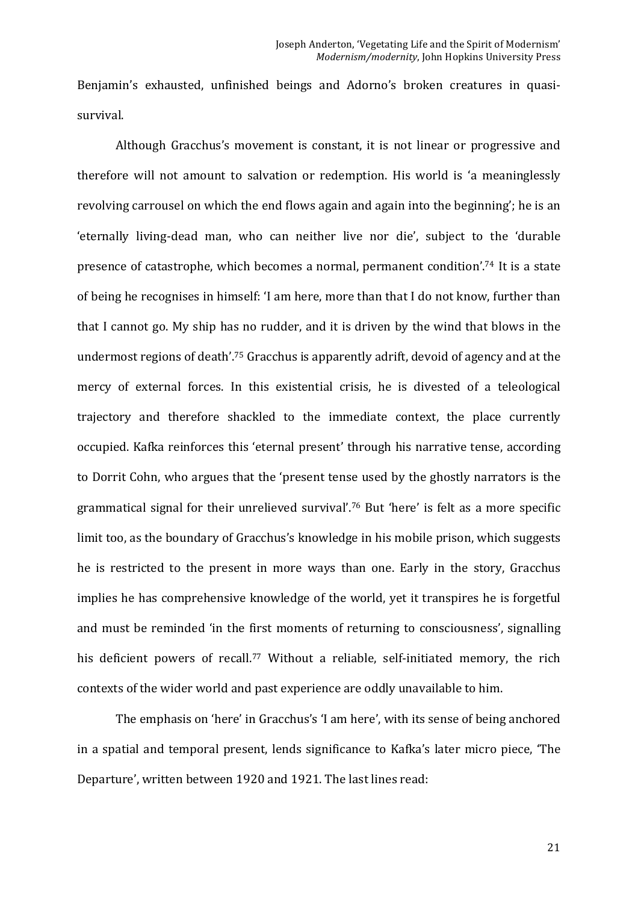Benjamin's exhausted, unfinished beings and Adorno's broken creatures in quasi-survival.

Although Gracchus's movement is constant, it is not linear or progressive and therefore will not amount to salvation or redemption. His world is 'a meaninglessly revolving carrousel on which the end flows again and again into the beginning'; he is an 'eternally living-dead man, who can neither live nor die', subject to the 'durable presence of catastrophe, which becomes a normal, permanent condition'.[74] It is a state of being he recognises in himself: 'I am here, more than that I do not know, further than that I cannot go. My ship has no rudder, and it is driven by the wind that blows in the undermost regions of death'.[75] Gracchus is apparently adrift, devoid of agency and at the mercy of external forces. In this existential crisis, he is divested of a teleological trajectory and therefore shackled to the immediate context, the place currently occupied. Kafka reinforces this 'eternal present' through his narrative tense, according to Dorrit Cohn, who argues that the 'present tense used by the ghostly narrators is the grammatical signal for their unrelieved survival'.[76] But 'here' is felt as a more specific limit too, as the boundary of Gracchus's knowledge in his mobile prison, which suggests he is restricted to the present in more ways than one. Early in the story, Gracchus implies he has comprehensive knowledge of the world, yet it transpires he is forgetful and must be reminded 'in the first moments of returning to consciousness', signalling his deficient powers of recall.[77] Without a reliable, self-initiated memory, the rich contexts of the wider world and past experience are oddly unavailable to him.

The emphasis on 'here' in Gracchus's 'I am here', with its sense of being anchored in a spatial and temporal present, lends significance to Kafka's later micro piece, 'The Departure', written between 1920 and 1921. The last lines read: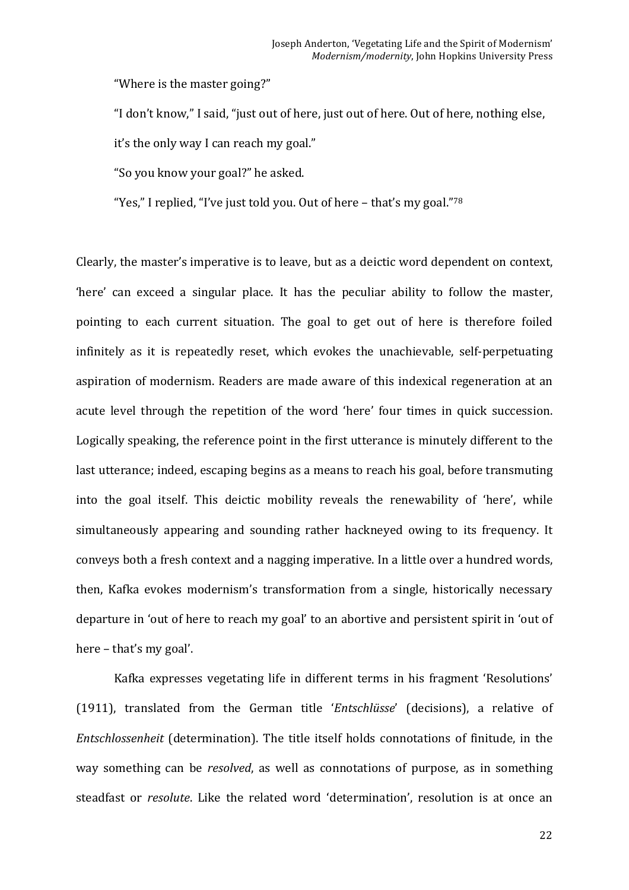"Where is the master going?"

"I don't know," I said, "just out of here, just out of here. Out of here, nothing else, it's the only way I can reach my goal."

"So you know your goal?" he asked.

"Yes," I replied, "I've just told you. Out of here – that's my goal."[78]

Clearly, the master's imperative is to leave, but as a deictic word dependent on context, 'here' can exceed a singular place. It has the peculiar ability to follow the master, pointing to each current situation. The goal to get out of here is therefore foiled infinitely as it is repeatedly reset, which evokes the unachievable, self-perpetuating aspiration of modernism. Readers are made aware of this indexical regeneration at an acute level through the repetition of the word 'here' four times in quick succession. Logically speaking, the reference point in the first utterance is minutely different to the last utterance; indeed, escaping begins as a means to reach his goal, before transmuting into the goal itself. This deictic mobility reveals the renewability of 'here', while simultaneously appearing and sounding rather hackneyed owing to its frequency. It conveys both a fresh context and a nagging imperative. In a little over a hundred words, then, Kafka evokes modernism's transformation from a single, historically necessary departure in 'out of here to reach my goal' to an abortive and persistent spirit in 'out of here – that's my goal'.

Kafka expresses vegetating life in different terms in his fragment 'Resolutions' (1911), translated from the German title '*Entschlüsse*' (decisions), a relative of *Entschlossenheit* (determination). The title itself holds connotations of finitude, in the way something can be *resolved*, as well as connotations of purpose, as in something steadfast or *resolute*. Like the related word 'determination', resolution is at once an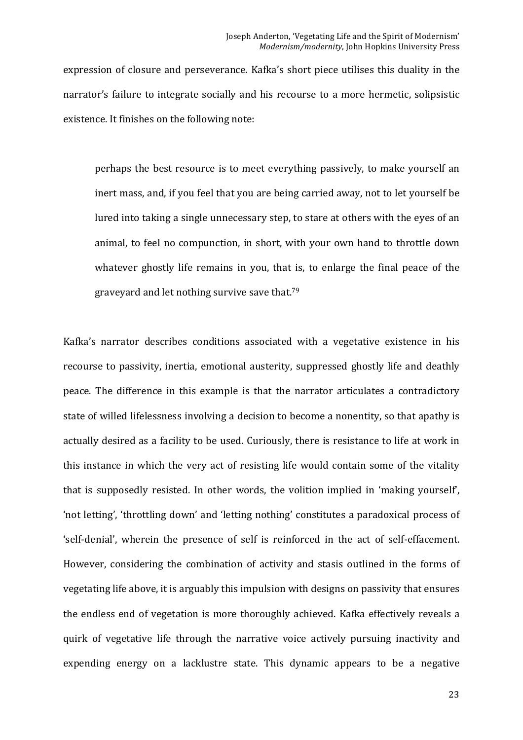expression of closure and perseverance. Kafka's short piece utilises this duality in the narrator's failure to integrate socially and his recourse to a more hermetic, solipsistic existence. It finishes on the following note:

> perhaps the best resource is to meet everything passively, to make yourself an inert mass, and, if you feel that you are being carried away, not to let yourself be lured into taking a single unnecessary step, to stare at others with the eyes of an animal, to feel no compunction, in short, with your own hand to throttle down whatever ghostly life remains in you, that is, to enlarge the final peace of the graveyard and let nothing survive save that.[79]

Kafka's narrator describes conditions associated with a vegetative existence in his recourse to passivity, inertia, emotional austerity, suppressed ghostly life and deathly peace. The difference in this example is that the narrator articulates a contradictory state of willed lifelessness involving a decision to become a nonentity, so that apathy is actually desired as a facility to be used. Curiously, there is resistance to life at work in this instance in which the very act of resisting life would contain some of the vitality that is supposedly resisted. In other words, the volition implied in 'making yourself', 'not letting', 'throttling down' and 'letting nothing' constitutes a paradoxical process of 'self-denial', wherein the presence of self is reinforced in the act of self-effacement. However, considering the combination of activity and stasis outlined in the forms of vegetating life above, it is arguably this impulsion with designs on passivity that ensures the endless end of vegetation is more thoroughly achieved. Kafka effectively reveals a quirk of vegetative life through the narrative voice actively pursuing inactivity and expending energy on a lacklustre state. This dynamic appears to be a negative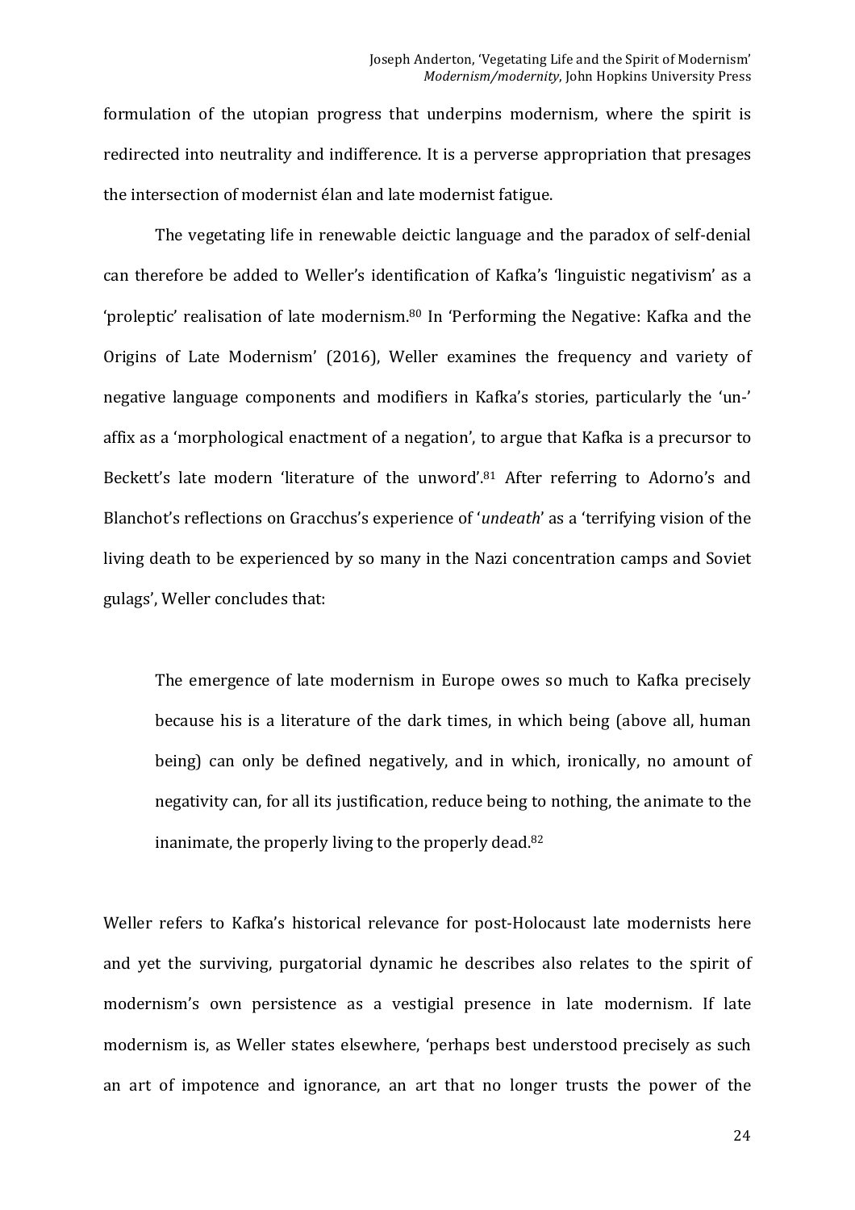formulation of the utopian progress that underpins modernism, where the spirit is redirected into neutrality and indifference. It is a perverse appropriation that presages the intersection of modernist élan and late modernist fatigue.

The vegetating life in renewable deictic language and the paradox of self-denial can therefore be added to Weller's identification of Kafka's 'linguistic negativism' as a 'proleptic' realisation of late modernism.[80] In 'Performing the Negative: Kafka and the Origins of Late Modernism' (2016), Weller examines the frequency and variety of negative language components and modifiers in Kafka's stories, particularly the 'un-' affix as a 'morphological enactment of a negation', to argue that Kafka is a precursor to Beckett's late modern 'literature of the unword'.[81] After referring to Adorno's and Blanchot's reflections on Gracchus's experience of '*undeath*' as a 'terrifying vision of the living death to be experienced by so many in the Nazi concentration camps and Soviet gulags', Weller concludes that:

> The emergence of late modernism in Europe owes so much to Kafka precisely because his is a literature of the dark times, in which being (above all, human being) can only be defined negatively, and in which, ironically, no amount of negativity can, for all its justification, reduce being to nothing, the animate to the inanimate, the properly living to the properly dead.[82]

Weller refers to Kafka's historical relevance for post-Holocaust late modernists here and yet the surviving, purgatorial dynamic he describes also relates to the spirit of modernism's own persistence as a vestigial presence in late modernism. If late modernism is, as Weller states elsewhere, 'perhaps best understood precisely as such an art of impotence and ignorance, an art that no longer trusts the power of the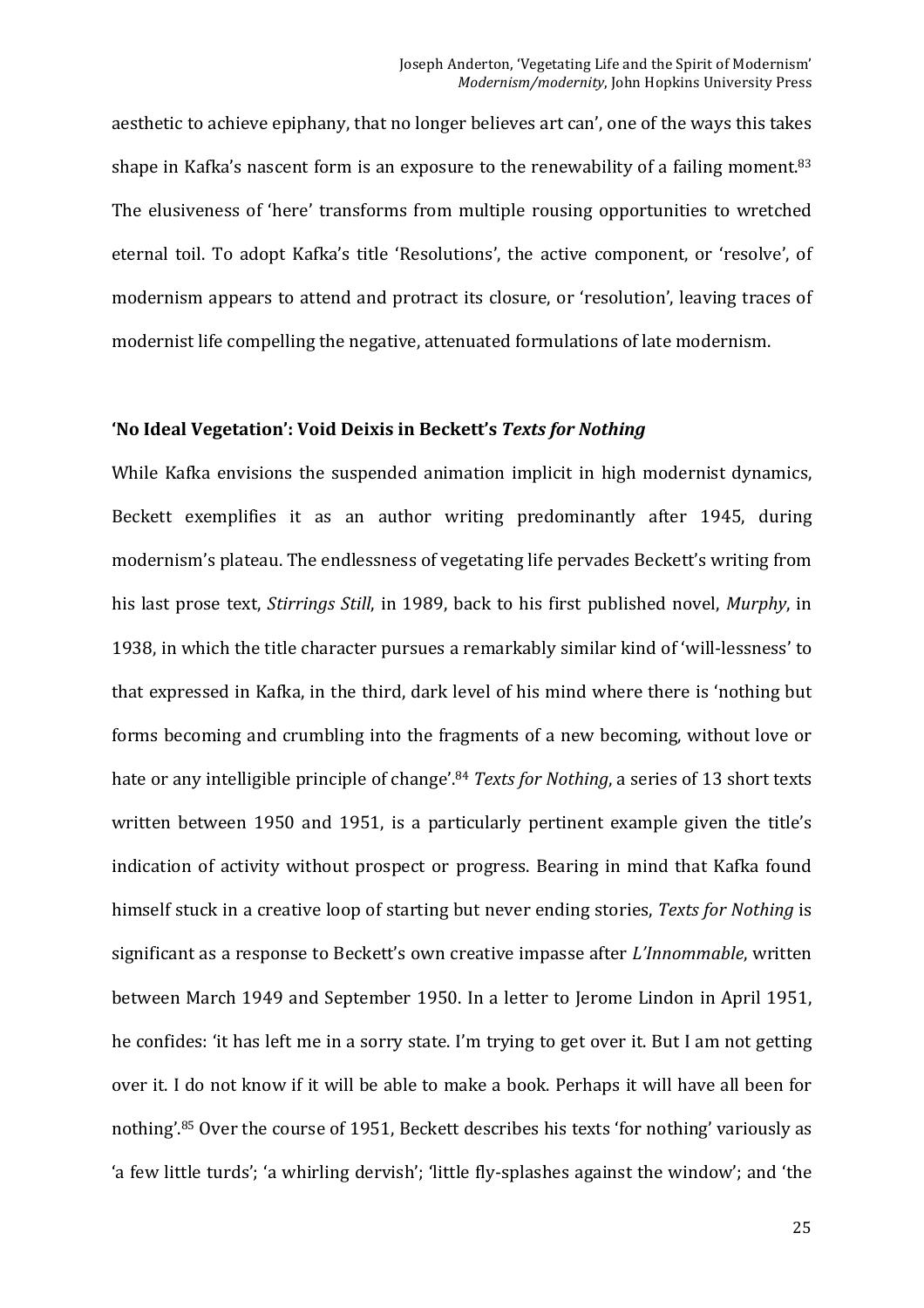aesthetic to achieve epiphany, that no longer believes art can', one of the ways this takes shape in Kafka's nascent form is an exposure to the renewability of a failing moment.[83] The elusiveness of 'here' transforms from multiple rousing opportunities to wretched eternal toil. To adopt Kafka's title 'Resolutions', the active component, or 'resolve', of modernism appears to attend and protract its closure, or 'resolution', leaving traces of modernist life compelling the negative, attenuated formulations of late modernism.

## 'No Ideal Vegetation': Void Deixis in Beckett's *Texts for Nothing*

While Kafka envisions the suspended animation implicit in high modernist dynamics, Beckett exemplifies it as an author writing predominantly after 1945, during modernism's plateau. The endlessness of vegetating life pervades Beckett's writing from his last prose text, *Stirrings Still*, in 1989, back to his first published novel, *Murphy*, in 1938, in which the title character pursues a remarkably similar kind of 'will-lessness' to that expressed in Kafka, in the third, dark level of his mind where there is 'nothing but forms becoming and crumbling into the fragments of a new becoming, without love or hate or any intelligible principle of change'.[84] *Texts for Nothing*, a series of 13 short texts written between 1950 and 1951, is a particularly pertinent example given the title's indication of activity without prospect or progress. Bearing in mind that Kafka found himself stuck in a creative loop of starting but never ending stories, *Texts for Nothing* is significant as a response to Beckett's own creative impasse after *L'Innommable*, written between March 1949 and September 1950. In a letter to Jerome Lindon in April 1951, he confides: 'it has left me in a sorry state. I'm trying to get over it. But I am not getting over it. I do not know if it will be able to make a book. Perhaps it will have all been for nothing'.[85] Over the course of 1951, Beckett describes his texts 'for nothing' variously as 'a few little turds'; 'a whirling dervish'; 'little fly-splashes against the window'; and 'the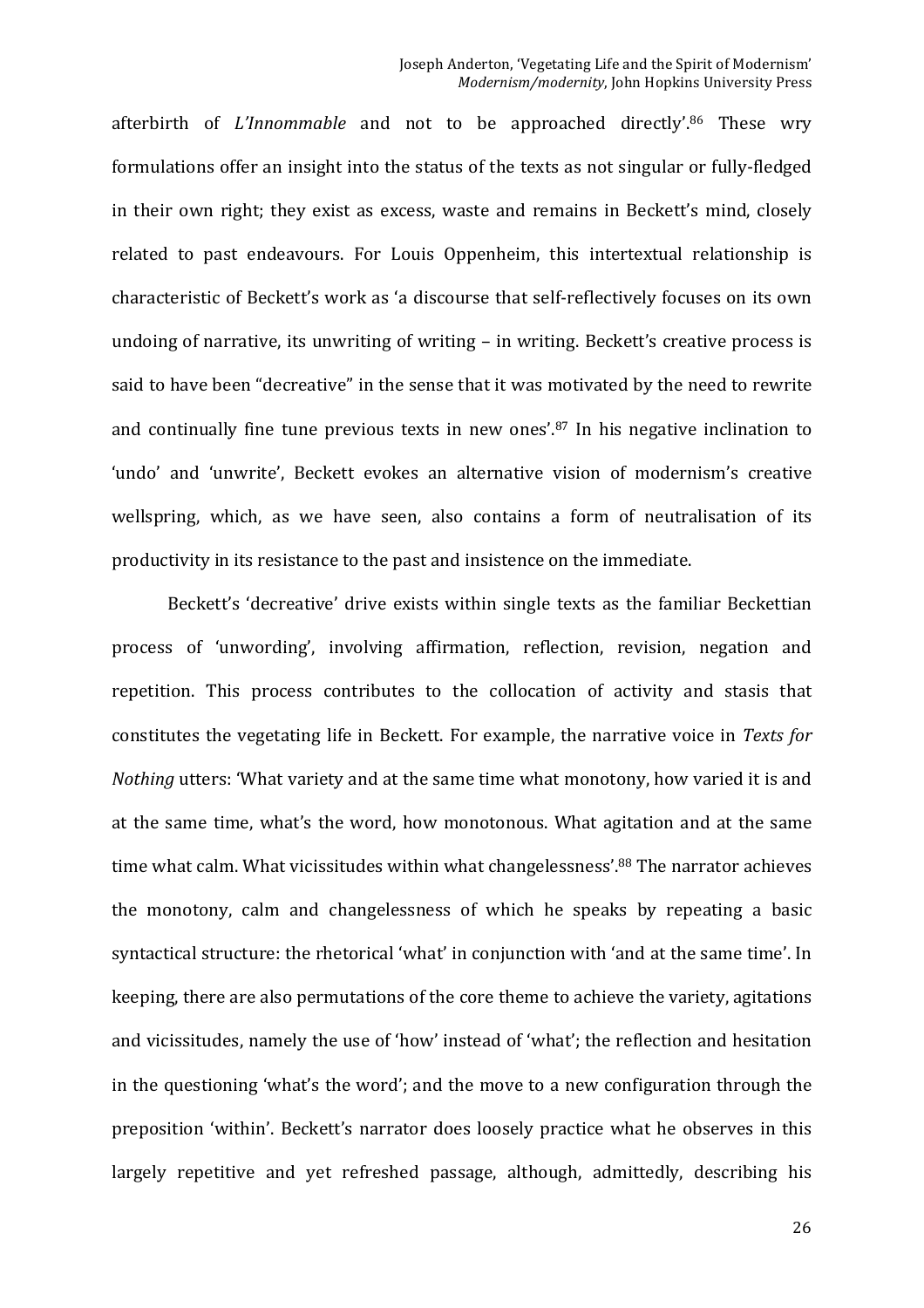afterbirth of *L'Innommable* and not to be approached directly'.[86] These wry formulations offer an insight into the status of the texts as not singular or fully-fledged in their own right; they exist as excess, waste and remains in Beckett's mind, closely related to past endeavours. For Louis Oppenheim, this intertextual relationship is characteristic of Beckett's work as 'a discourse that self-reflectively focuses on its own undoing of narrative, its unwriting of writing – in writing. Beckett's creative process is said to have been "decreative" in the sense that it was motivated by the need to rewrite and continually fine tune previous texts in new ones'.[87] In his negative inclination to 'undo' and 'unwrite', Beckett evokes an alternative vision of modernism's creative wellspring, which, as we have seen, also contains a form of neutralisation of its productivity in its resistance to the past and insistence on the immediate.

Beckett's 'decreative' drive exists within single texts as the familiar Beckettian process of 'unwording', involving affirmation, reflection, revision, negation and repetition. This process contributes to the collocation of activity and stasis that constitutes the vegetating life in Beckett. For example, the narrative voice in *Texts for Nothing* utters: 'What variety and at the same time what monotony, how varied it is and at the same time, what's the word, how monotonous. What agitation and at the same time what calm. What vicissitudes within what changelessness'.[88] The narrator achieves the monotony, calm and changelessness of which he speaks by repeating a basic syntactical structure: the rhetorical 'what' in conjunction with 'and at the same time'. In keeping, there are also permutations of the core theme to achieve the variety, agitations and vicissitudes, namely the use of 'how' instead of 'what'; the reflection and hesitation in the questioning 'what's the word'; and the move to a new configuration through the preposition 'within'. Beckett's narrator does loosely practice what he observes in this largely repetitive and yet refreshed passage, although, admittedly, describing his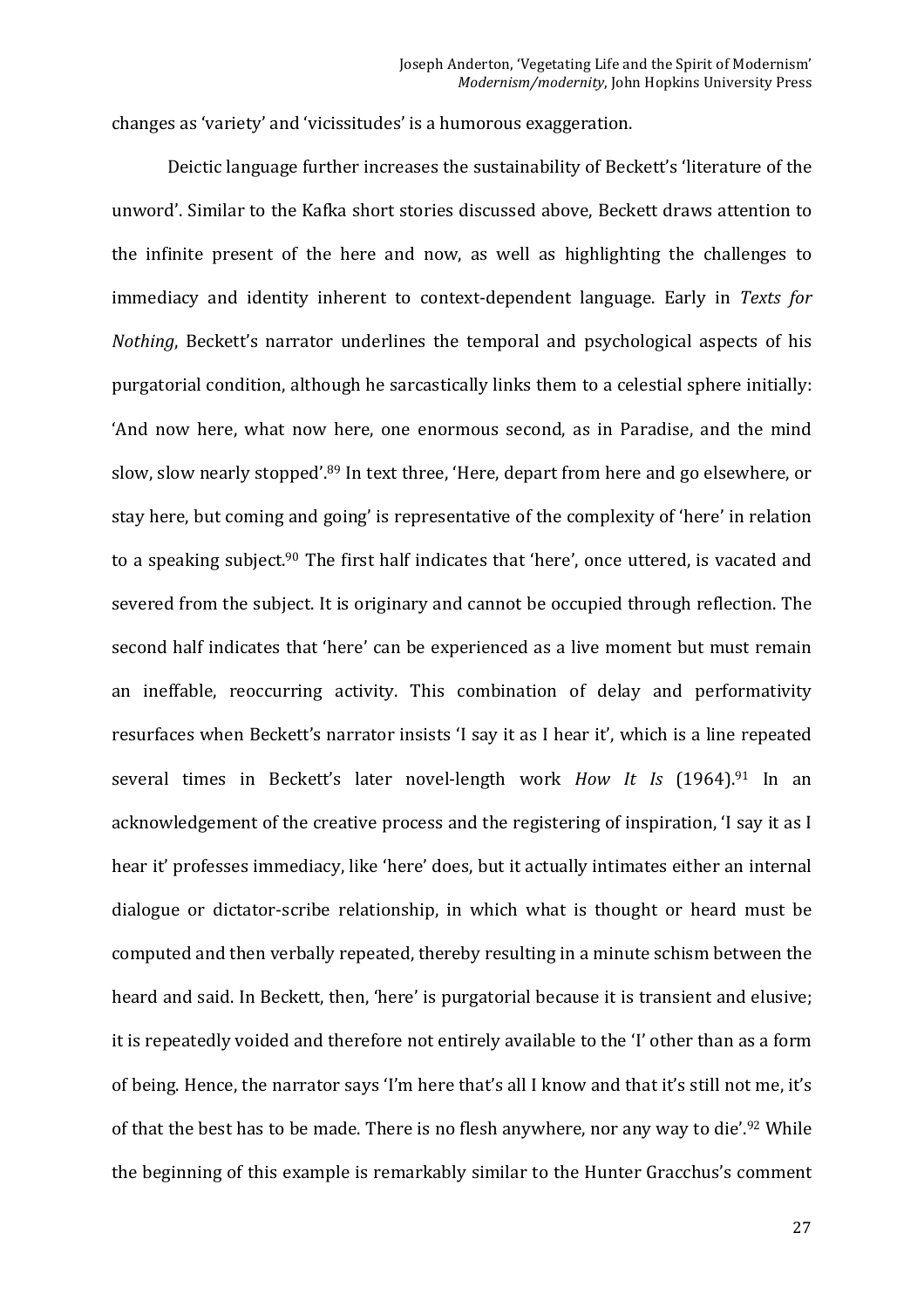changes as 'variety' and 'vicissitudes' is a humorous exaggeration.

Deictic language further increases the sustainability of Beckett's 'literature of the unword'. Similar to the Kafka short stories discussed above, Beckett draws attention to the infinite present of the here and now, as well as highlighting the challenges to immediacy and identity inherent to context-dependent language. Early in *Texts for Nothing*, Beckett's narrator underlines the temporal and psychological aspects of his purgatorial condition, although he sarcastically links them to a celestial sphere initially: 'And now here, what now here, one enormous second, as in Paradise, and the mind slow, slow nearly stopped'.[89] In text three, 'Here, depart from here and go elsewhere, or stay here, but coming and going' is representative of the complexity of 'here' in relation to a speaking subject.[90] The first half indicates that 'here', once uttered, is vacated and severed from the subject. It is originary and cannot be occupied through reflection. The second half indicates that 'here' can be experienced as a live moment but must remain an ineffable, reoccurring activity. This combination of delay and performativity resurfaces when Beckett's narrator insists 'I say it as I hear it', which is a line repeated several times in Beckett's later novel-length work *How It Is* (1964).[91] In an acknowledgement of the creative process and the registering of inspiration, 'I say it as I hear it' professes immediacy, like 'here' does, but it actually intimates either an internal dialogue or dictator-scribe relationship, in which what is thought or heard must be computed and then verbally repeated, thereby resulting in a minute schism between the heard and said. In Beckett, then, 'here' is purgatorial because it is transient and elusive; it is repeatedly voided and therefore not entirely available to the 'I' other than as a form of being. Hence, the narrator says 'I'm here that's all I know and that it's still not me, it's of that the best has to be made. There is no flesh anywhere, nor any way to die'.[92] While the beginning of this example is remarkably similar to the Hunter Gracchus's comment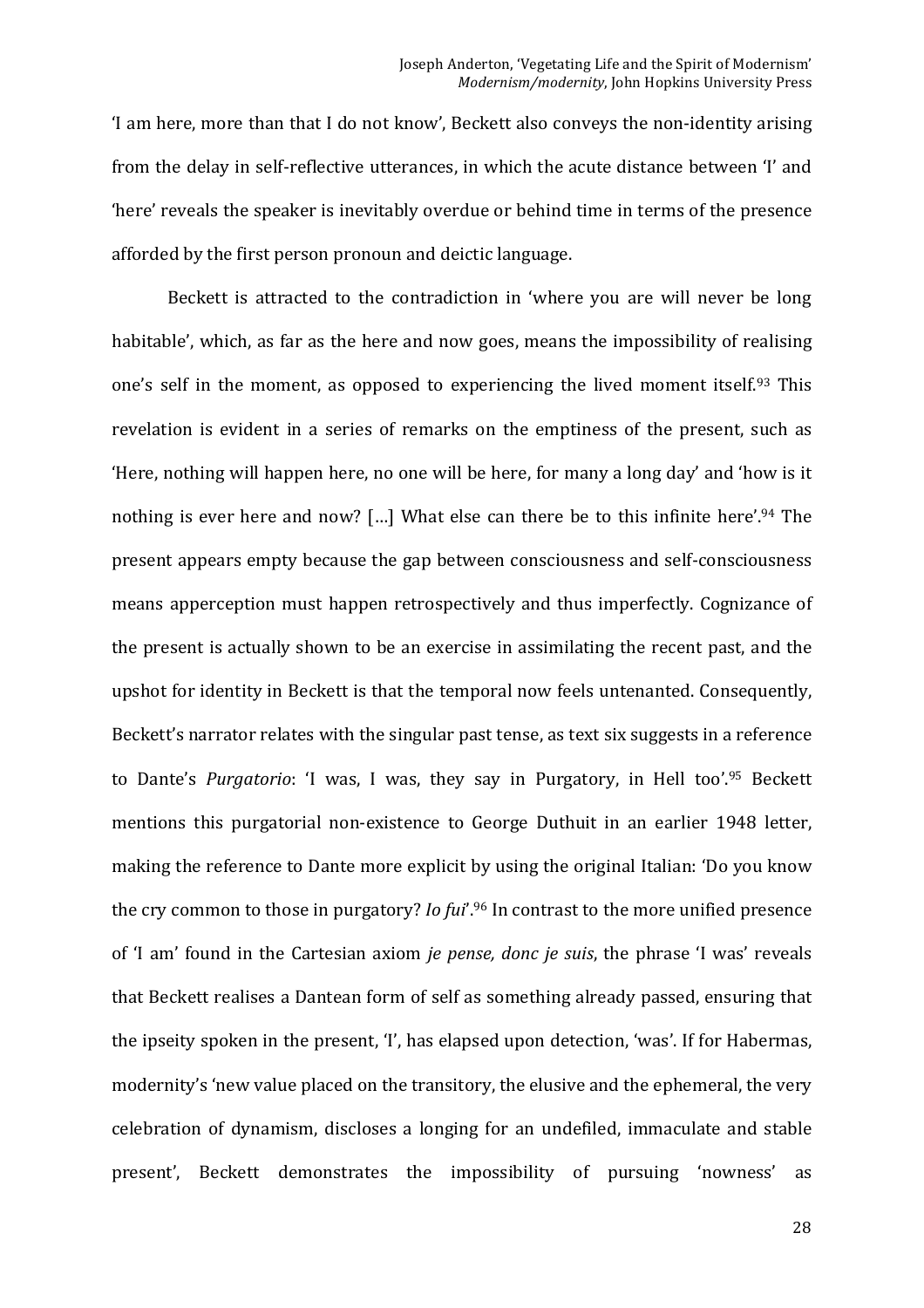'I am here, more than that I do not know', Beckett also conveys the non-identity arising from the delay in self-reflective utterances, in which the acute distance between 'I' and 'here' reveals the speaker is inevitably overdue or behind time in terms of the presence afforded by the first person pronoun and deictic language.

Beckett is attracted to the contradiction in 'where you are will never be long habitable', which, as far as the here and now goes, means the impossibility of realising one's self in the moment, as opposed to experiencing the lived moment itself.[93] This revelation is evident in a series of remarks on the emptiness of the present, such as 'Here, nothing will happen here, no one will be here, for many a long day' and 'how is it nothing is ever here and now? [...] What else can there be to this infinite here'.[94] The present appears empty because the gap between consciousness and self-consciousness means apperception must happen retrospectively and thus imperfectly. Cognizance of the present is actually shown to be an exercise in assimilating the recent past, and the upshot for identity in Beckett is that the temporal now feels untenanted. Consequently, Beckett's narrator relates with the singular past tense, as text six suggests in a reference to Dante's *Purgatorio*: 'I was, I was, they say in Purgatory, in Hell too'.[95] Beckett mentions this purgatorial non-existence to George Duthuit in an earlier 1948 letter, making the reference to Dante more explicit by using the original Italian: 'Do you know the cry common to those in purgatory? *Io fui*'.[96] In contrast to the more unified presence of 'I am' found in the Cartesian axiom *je pense, donc je suis*, the phrase 'I was' reveals that Beckett realises a Dantean form of self as something already passed, ensuring that the ipseity spoken in the present, 'I', has elapsed upon detection, 'was'. If for Habermas, modernity's 'new value placed on the transitory, the elusive and the ephemeral, the very celebration of dynamism, discloses a longing for an undefiled, immaculate and stable present', Beckett demonstrates the impossibility of pursuing 'nowness' as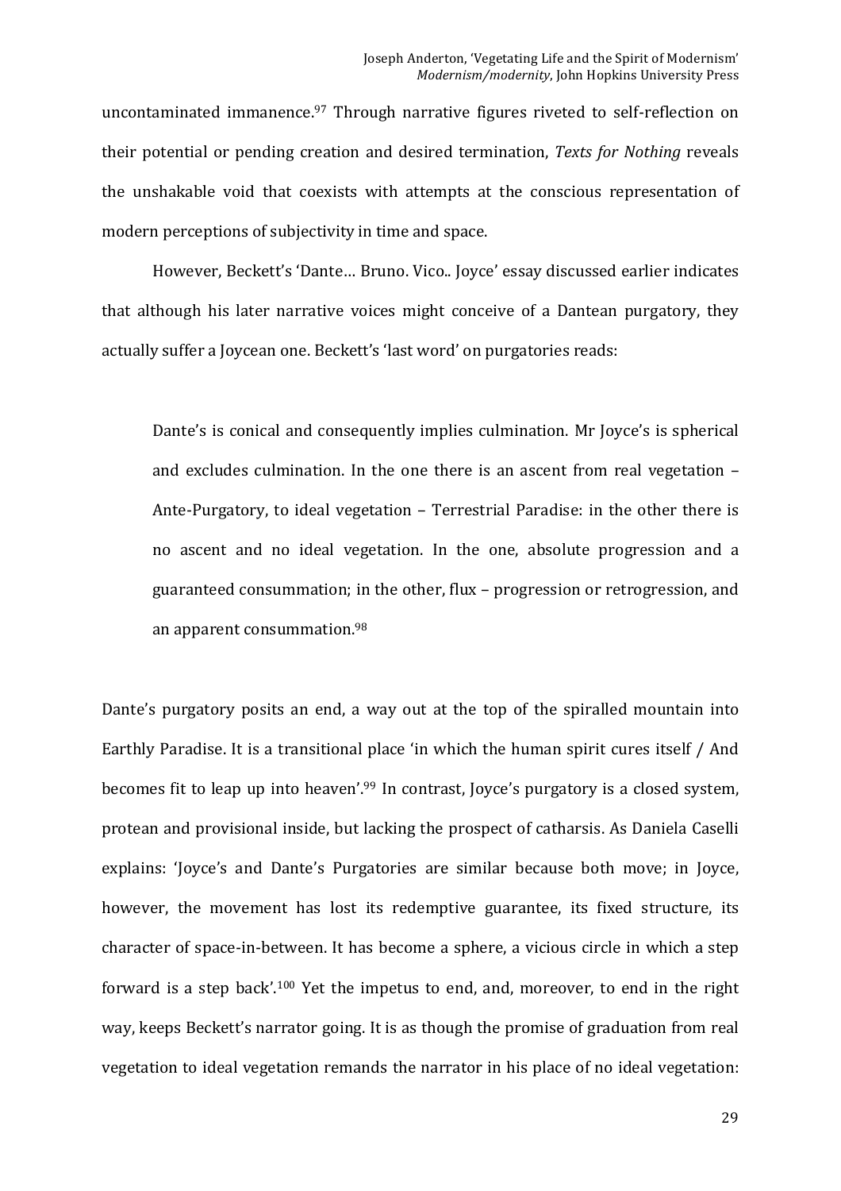uncontaminated immanence.[97] Through narrative figures riveted to self-reflection on their potential or pending creation and desired termination, *Texts for Nothing* reveals the unshakable void that coexists with attempts at the conscious representation of modern perceptions of subjectivity in time and space.

However, Beckett's 'Dante… Bruno. Vico.. Joyce' essay discussed earlier indicates that although his later narrative voices might conceive of a Dantean purgatory, they actually suffer a Joycean one. Beckett's 'last word' on purgatories reads:

> Dante's is conical and consequently implies culmination. Mr Joyce's is spherical and excludes culmination. In the one there is an ascent from real vegetation – Ante-Purgatory, to ideal vegetation – Terrestrial Paradise: in the other there is no ascent and no ideal vegetation. In the one, absolute progression and a guaranteed consummation; in the other, flux – progression or retrogression, and an apparent consummation.[98]

Dante's purgatory posits an end, a way out at the top of the spiralled mountain into Earthly Paradise. It is a transitional place 'in which the human spirit cures itself / And becomes fit to leap up into heaven'.[99] In contrast, Joyce's purgatory is a closed system, protean and provisional inside, but lacking the prospect of catharsis. As Daniela Caselli explains: 'Joyce's and Dante's Purgatories are similar because both move; in Joyce, however, the movement has lost its redemptive guarantee, its fixed structure, its character of space-in-between. It has become a sphere, a vicious circle in which a step forward is a step back'.[100] Yet the impetus to end, and, moreover, to end in the right way, keeps Beckett's narrator going. It is as though the promise of graduation from real vegetation to ideal vegetation remands the narrator in his place of no ideal vegetation: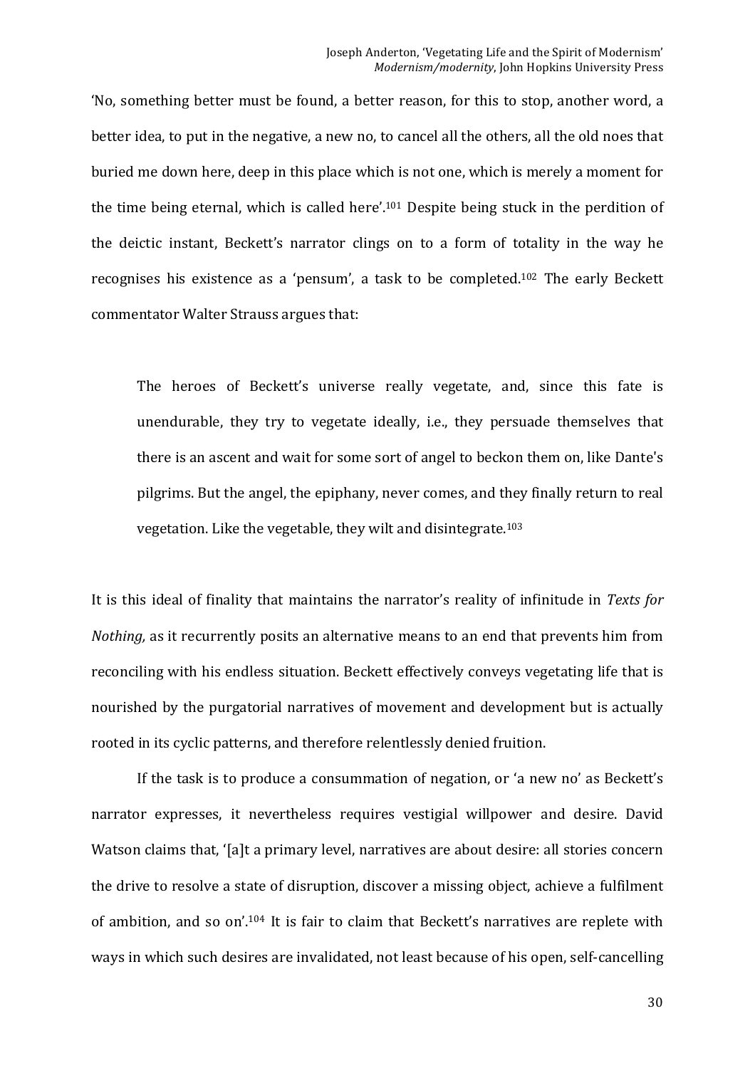'No, something better must be found, a better reason, for this to stop, another word, a better idea, to put in the negative, a new no, to cancel all the others, all the old noes that buried me down here, deep in this place which is not one, which is merely a moment for the time being eternal, which is called here'.[101] Despite being stuck in the perdition of the deictic instant, Beckett's narrator clings on to a form of totality in the way he recognises his existence as a 'pensum', a task to be completed.[102] The early Beckett commentator Walter Strauss argues that:

> The heroes of Beckett's universe really vegetate, and, since this fate is unendurable, they try to vegetate ideally, i.e., they persuade themselves that there is an ascent and wait for some sort of angel to beckon them on, like Dante's pilgrims. But the angel, the epiphany, never comes, and they finally return to real vegetation. Like the vegetable, they wilt and disintegrate.[103]

It is this ideal of finality that maintains the narrator's reality of infinitude in *Texts for Nothing,* as it recurrently posits an alternative means to an end that prevents him from reconciling with his endless situation. Beckett effectively conveys vegetating life that is nourished by the purgatorial narratives of movement and development but is actually rooted in its cyclic patterns, and therefore relentlessly denied fruition.

If the task is to produce a consummation of negation, or 'a new no' as Beckett's narrator expresses, it nevertheless requires vestigial willpower and desire. David Watson claims that, '[a]t a primary level, narratives are about desire: all stories concern the drive to resolve a state of disruption, discover a missing object, achieve a fulfilment of ambition, and so on'.[104] It is fair to claim that Beckett's narratives are replete with ways in which such desires are invalidated, not least because of his open, self-cancelling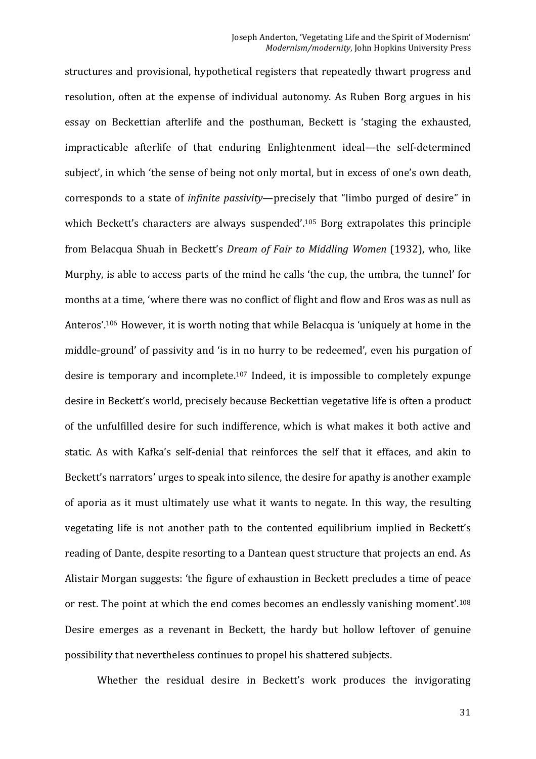structures and provisional, hypothetical registers that repeatedly thwart progress and resolution, often at the expense of individual autonomy. As Ruben Borg argues in his essay on Beckettian afterlife and the posthuman, Beckett is 'staging the exhausted, impracticable afterlife of that enduring Enlightenment ideal—the self-determined subject', in which 'the sense of being not only mortal, but in excess of one's own death, corresponds to a state of *infinite passivity*—precisely that "limbo purged of desire" in which Beckett's characters are always suspended'.[105] Borg extrapolates this principle from Belacqua Shuah in Beckett's *Dream of Fair to Middling Women* (1932), who, like Murphy, is able to access parts of the mind he calls 'the cup, the umbra, the tunnel' for months at a time, 'where there was no conflict of flight and flow and Eros was as null as Anteros'.[106] However, it is worth noting that while Belacqua is 'uniquely at home in the middle-ground' of passivity and 'is in no hurry to be redeemed', even his purgation of desire is temporary and incomplete.[107] Indeed, it is impossible to completely expunge desire in Beckett's world, precisely because Beckettian vegetative life is often a product of the unfulfilled desire for such indifference, which is what makes it both active and static. As with Kafka's self-denial that reinforces the self that it effaces, and akin to Beckett's narrators' urges to speak into silence, the desire for apathy is another example of aporia as it must ultimately use what it wants to negate. In this way, the resulting vegetating life is not another path to the contented equilibrium implied in Beckett's reading of Dante, despite resorting to a Dantean quest structure that projects an end. As Alistair Morgan suggests: 'the figure of exhaustion in Beckett precludes a time of peace or rest. The point at which the end comes becomes an endlessly vanishing moment'.[108] Desire emerges as a revenant in Beckett, the hardy but hollow leftover of genuine possibility that nevertheless continues to propel his shattered subjects.

Whether the residual desire in Beckett's work produces the invigorating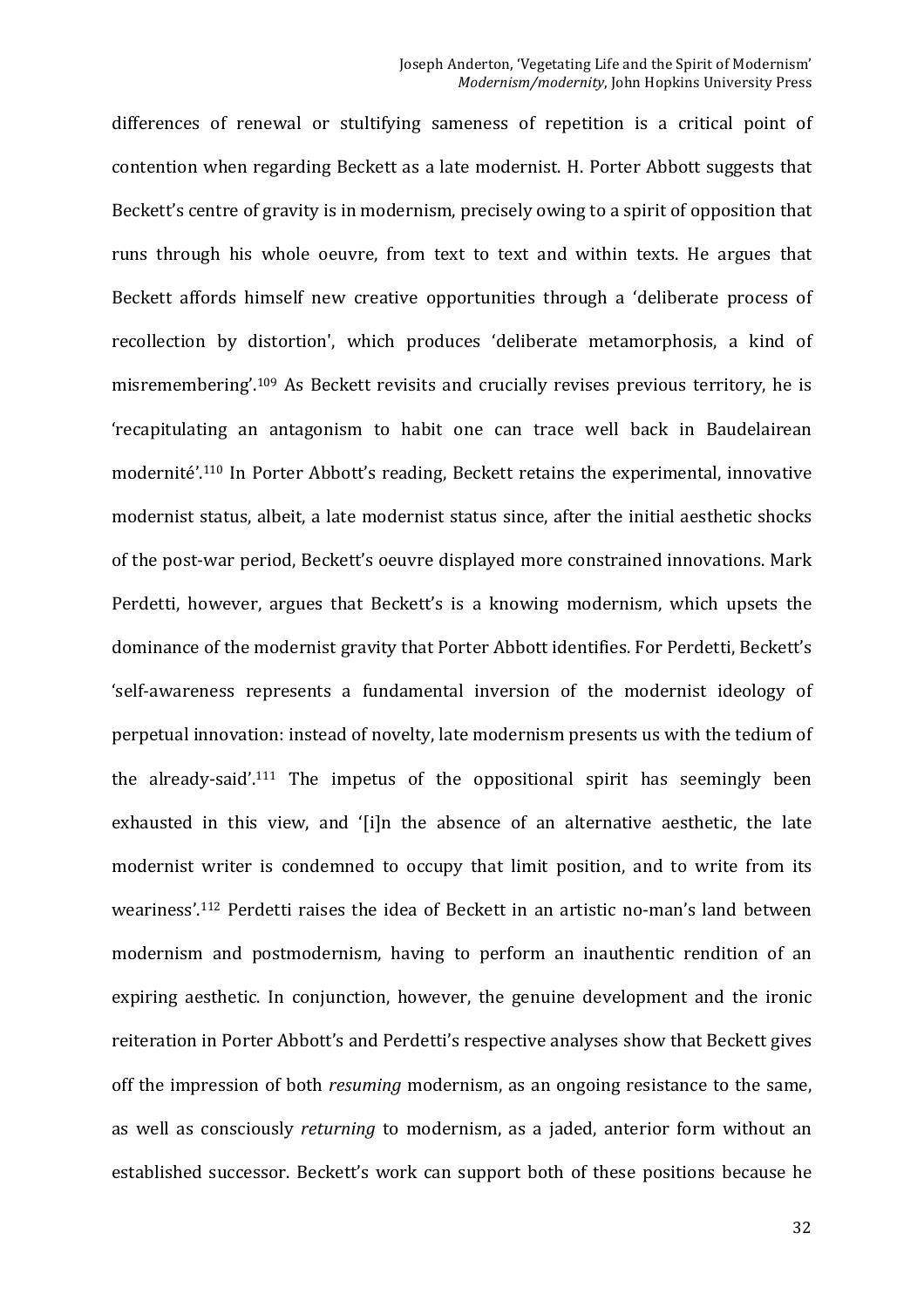differences of renewal or stultifying sameness of repetition is a critical point of contention when regarding Beckett as a late modernist. H. Porter Abbott suggests that Beckett's centre of gravity is in modernism, precisely owing to a spirit of opposition that runs through his whole oeuvre, from text to text and within texts. He argues that Beckett affords himself new creative opportunities through a 'deliberate process of recollection by distortion', which produces 'deliberate metamorphosis, a kind of misremembering'.[109] As Beckett revisits and crucially revises previous territory, he is 'recapitulating an antagonism to habit one can trace well back in Baudelairean modernité'.[110] In Porter Abbott's reading, Beckett retains the experimental, innovative modernist status, albeit, a late modernist status since, after the initial aesthetic shocks of the post-war period, Beckett's oeuvre displayed more constrained innovations. Mark Perdetti, however, argues that Beckett's is a knowing modernism, which upsets the dominance of the modernist gravity that Porter Abbott identifies. For Perdetti, Beckett's 'self-awareness represents a fundamental inversion of the modernist ideology of perpetual innovation: instead of novelty, late modernism presents us with the tedium of the already-said'.[111] The impetus of the oppositional spirit has seemingly been exhausted in this view, and '[i]n the absence of an alternative aesthetic, the late modernist writer is condemned to occupy that limit position, and to write from its weariness'.[112] Perdetti raises the idea of Beckett in an artistic no-man's land between modernism and postmodernism, having to perform an inauthentic rendition of an expiring aesthetic. In conjunction, however, the genuine development and the ironic reiteration in Porter Abbott's and Perdetti's respective analyses show that Beckett gives off the impression of both *resuming* modernism, as an ongoing resistance to the same, as well as consciously *returning* to modernism, as a jaded, anterior form without an established successor. Beckett's work can support both of these positions because he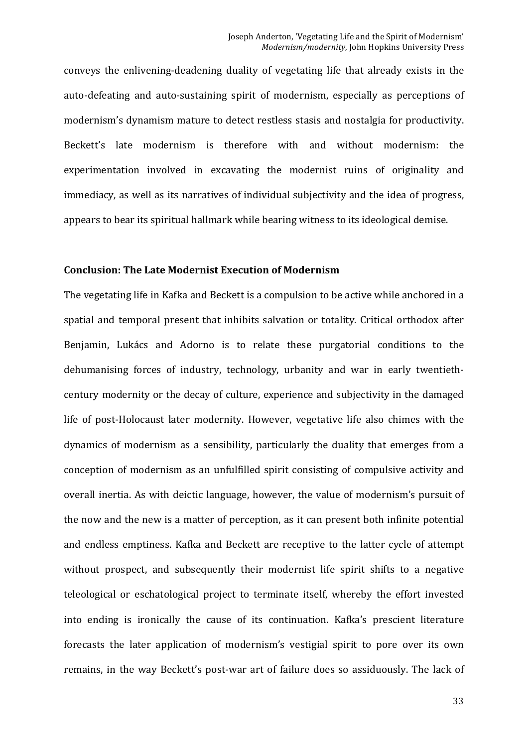conveys the enlivening-deadening duality of vegetating life that already exists in the auto-defeating and auto-sustaining spirit of modernism, especially as perceptions of modernism's dynamism mature to detect restless stasis and nostalgia for productivity. Beckett's late modernism is therefore with and without modernism: the experimentation involved in excavating the modernist ruins of originality and immediacy, as well as its narratives of individual subjectivity and the idea of progress, appears to bear its spiritual hallmark while bearing witness to its ideological demise.

### Conclusion: The Late Modernist Execution of Modernism

The vegetating life in Kafka and Beckett is a compulsion to be active while anchored in a spatial and temporal present that inhibits salvation or totality. Critical orthodox after Benjamin, Lukács and Adorno is to relate these purgatorial conditions to the dehumanising forces of industry, technology, urbanity and war in early twentieth-century modernity or the decay of culture, experience and subjectivity in the damaged life of post-Holocaust later modernity. However, vegetative life also chimes with the dynamics of modernism as a sensibility, particularly the duality that emerges from a conception of modernism as an unfulfilled spirit consisting of compulsive activity and overall inertia. As with deictic language, however, the value of modernism's pursuit of the now and the new is a matter of perception, as it can present both infinite potential and endless emptiness. Kafka and Beckett are receptive to the latter cycle of attempt without prospect, and subsequently their modernist life spirit shifts to a negative teleological or eschatological project to terminate itself, whereby the effort invested into ending is ironically the cause of its continuation. Kafka's prescient literature forecasts the later application of modernism's vestigial spirit to pore over its own remains, in the way Beckett's post-war art of failure does so assiduously. The lack of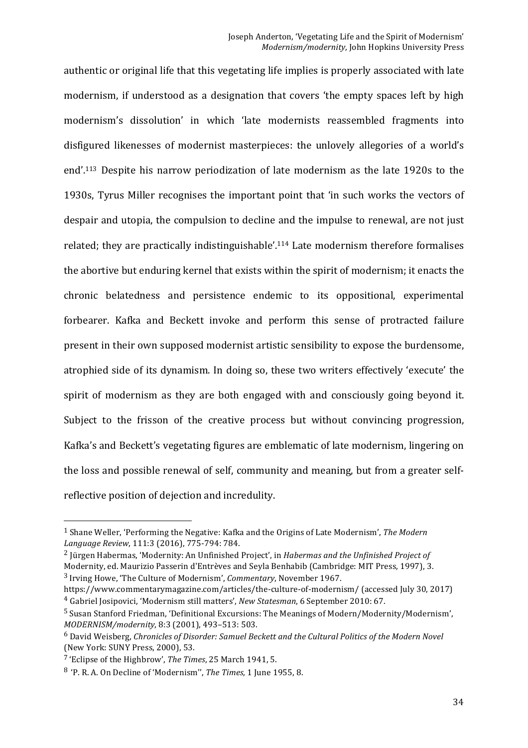authentic or original life that this vegetating life implies is properly associated with late modernism, if understood as a designation that covers 'the empty spaces left by high modernism's dissolution' in which 'late modernists reassembled fragments into disfigured likenesses of modernist masterpieces: the unlovely allegories of a world's end'.[113] Despite his narrow periodization of late modernism as the late 1920s to the 1930s, Tyrus Miller recognises the important point that 'in such works the vectors of despair and utopia, the compulsion to decline and the impulse to renewal, are not just related; they are practically indistinguishable'.[114] Late modernism therefore formalises the abortive but enduring kernel that exists within the spirit of modernism; it enacts the chronic belatedness and persistence endemic to its oppositional, experimental forbearer. Kafka and Beckett invoke and perform this sense of protracted failure present in their own supposed modernist artistic sensibility to expose the burdensome, atrophied side of its dynamism. In doing so, these two writers effectively 'execute' the spirit of modernism as they are both engaged with and consciously going beyond it. Subject to the frisson of the creative process but without convincing progression, Kafka's and Beckett's vegetating figures are emblematic of late modernism, lingering on the loss and possible renewal of self, community and meaning, but from a greater self-reflective position of dejection and incredulity.

---

[1] Shane Weller, 'Performing the Negative: Kafka and the Origins of Late Modernism', *The Modern Language Review*, 111:3 (2016), 775-794: 784.

[2] Jürgen Habermas, 'Modernity: An Unfinished Project', in *Habermas and the Unfinished Project of* Modernity, ed. Maurizio Passerin d'Entrèves and Seyla Benhabib (Cambridge: MIT Press, 1997), 3.

[3] Irving Howe, 'The Culture of Modernism', *Commentary*, November 1967. https://www.commentarymagazine.com/articles/the-culture-of-modernism/ (accessed July 30, 2017)

[4] Gabriel Josipovici, 'Modernism still matters', *New Statesman*, 6 September 2010: 67.

[5] Susan Stanford Friedman, 'Definitional Excursions: The Meanings of Modern/Modernity/Modernism', *MODERNISM/modernity*, 8:3 (2001), 493–513: 503.

[6] David Weisberg, *Chronicles of Disorder: Samuel Beckett and the Cultural Politics of the Modern Novel* (New York: SUNY Press, 2000), 53.

[7] 'Eclipse of the Highbrow', *The Times*, 25 March 1941, 5.

[8] 'P. R. A. On Decline of 'Modernism'', *The Times*, 1 June 1955, 8.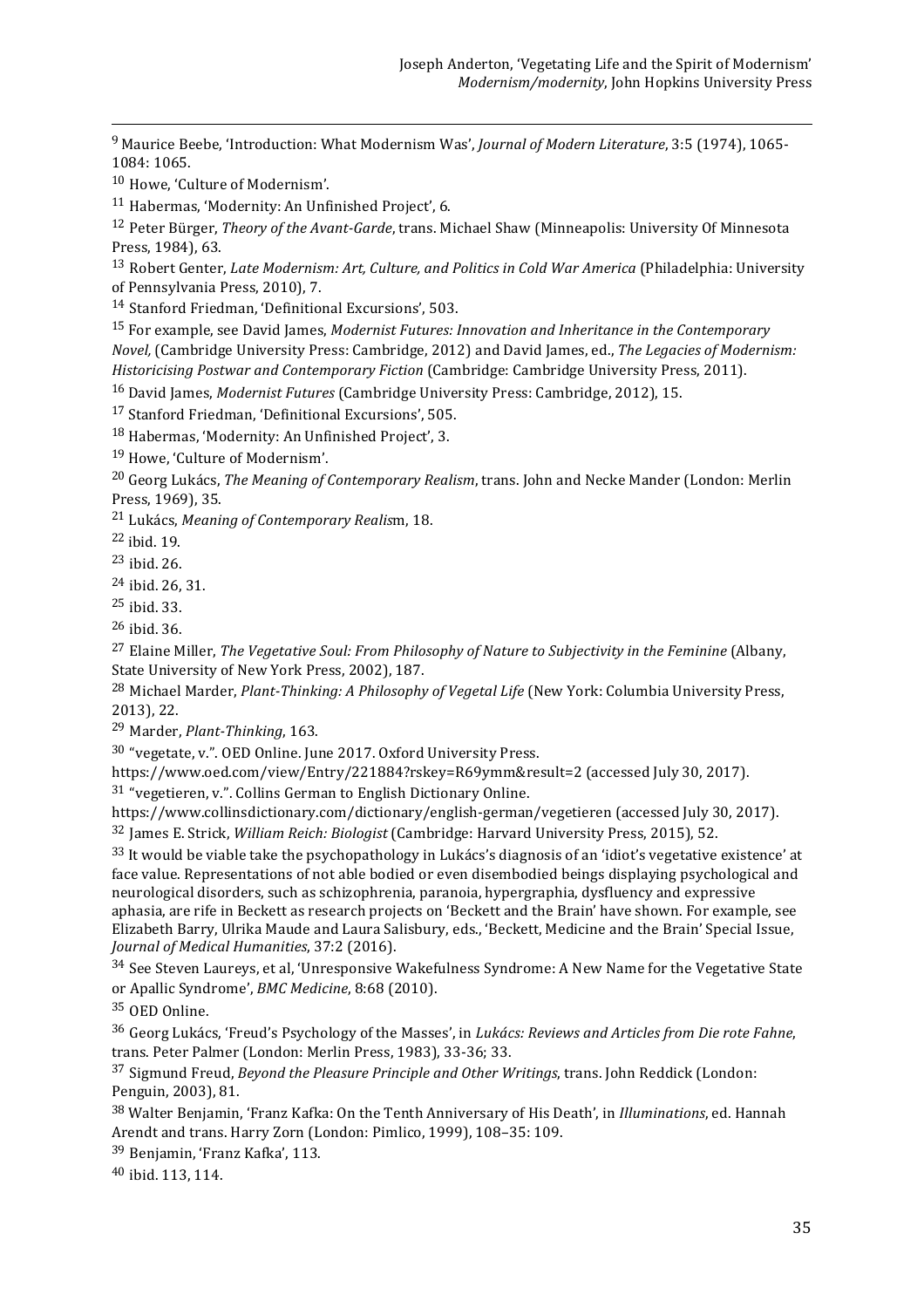[9] Maurice Beebe, 'Introduction: What Modernism Was', *Journal of Modern Literature*, 3:5 (1974), 1065-1084: 1065.

[10] Howe, 'Culture of Modernism'.

[11] Habermas, 'Modernity: An Unfinished Project', 6.

[12] Peter Bürger, *Theory of the Avant-Garde*, trans. Michael Shaw (Minneapolis: University Of Minnesota Press, 1984), 63.

[13] Robert Genter, *Late Modernism: Art, Culture, and Politics in Cold War America* (Philadelphia: University of Pennsylvania Press, 2010), 7.

[14] Stanford Friedman, 'Definitional Excursions', 503.

[15] For example, see David James, *Modernist Futures: Innovation and Inheritance in the Contemporary Novel*, (Cambridge University Press: Cambridge, 2012) and David James, ed., *The Legacies of Modernism: Historicising Postwar and Contemporary Fiction* (Cambridge: Cambridge University Press, 2011).

[16] David James, *Modernist Futures* (Cambridge University Press: Cambridge, 2012), 15.

[17] Stanford Friedman, 'Definitional Excursions', 505.

[18] Habermas, 'Modernity: An Unfinished Project', 3.

[19] Howe, 'Culture of Modernism'.

[20] Georg Lukács, *The Meaning of Contemporary Realism*, trans. John and Necke Mander (London: Merlin Press, 1969), 35.

[21] Lukács, *Meaning of Contemporary Realis*m, 18.

[22] ibid. 19.

[23] ibid. 26.

[24] ibid. 26, 31.

[25] ibid. 33.

[26] ibid. 36.

[27] Elaine Miller, *The Vegetative Soul: From Philosophy of Nature to Subjectivity in the Feminine* (Albany, State University of New York Press, 2002), 187.

[28] Michael Marder, *Plant-Thinking: A Philosophy of Vegetal Life* (New York: Columbia University Press, 2013), 22.

[29] Marder, *Plant-Thinking*, 163.

[30] "vegetate, v.". OED Online. June 2017. Oxford University Press. https://www.oed.com/view/Entry/221884?rskey=R69ymm&result=2 (accessed July 30, 2017).

[31] "vegetieren, v.". Collins German to English Dictionary Online. https://www.collinsdictionary.com/dictionary/english-german/vegetieren (accessed July 30, 2017).

[32] James E. Strick, *William Reich: Biologist* (Cambridge: Harvard University Press, 2015), 52.

[33] It would be viable take the psychopathology in Lukács's diagnosis of an 'idiot's vegetative existence' at face value. Representations of not able bodied or even disembodied beings displaying psychological and neurological disorders, such as schizophrenia, paranoia, hypergraphia, dysfluency and expressive aphasia, are rife in Beckett as research projects on 'Beckett and the Brain' have shown. For example, see Elizabeth Barry, Ulrika Maude and Laura Salisbury, eds., 'Beckett, Medicine and the Brain' Special Issue, *Journal of Medical Humanities*, 37:2 (2016).

[34] See Steven Laureys, et al, 'Unresponsive Wakefulness Syndrome: A New Name for the Vegetative State or Apallic Syndrome', *BMC Medicine*, 8:68 (2010).

[35] OED Online.

[36] Georg Lukács, 'Freud's Psychology of the Masses', in *Lukács: Reviews and Articles from Die rote Fahne*, trans. Peter Palmer (London: Merlin Press, 1983), 33-36; 33.

[37] Sigmund Freud, *Beyond the Pleasure Principle and Other Writings*, trans. John Reddick (London: Penguin, 2003), 81.

[38] Walter Benjamin, 'Franz Kafka: On the Tenth Anniversary of His Death', in *Illuminations*, ed. Hannah Arendt and trans. Harry Zorn (London: Pimlico, 1999), 108–35: 109.

[39] Benjamin, 'Franz Kafka', 113.

[40] ibid. 113, 114.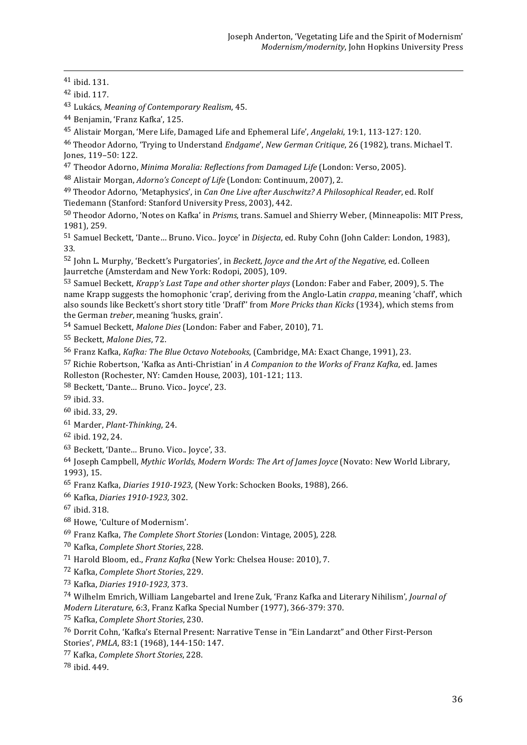[41] ibid. 131.

[42] ibid. 117.

[43] Lukács, *Meaning of Contemporary Realism*, 45.

[44] Benjamin, 'Franz Kafka', 125.

[45] Alistair Morgan, 'Mere Life, Damaged Life and Ephemeral Life', *Angelaki*, 19:1, 113-127: 120.

[46] Theodor Adorno, 'Trying to Understand *Endgame*', *New German Critique*, 26 (1982), trans. Michael T. Jones, 119–50: 122.

[47] Theodor Adorno, *Minima Moralia: Reflections from Damaged Life* (London: Verso, 2005).

[48] Alistair Morgan, *Adorno's Concept of Life* (London: Continuum, 2007), 2.

[49] Theodor Adorno, 'Metaphysics', in *Can One Live after Auschwitz? A Philosophical Reader*, ed. Rolf Tiedemann (Stanford: Stanford University Press, 2003), 442.

[50] Theodor Adorno, 'Notes on Kafka' in *Prisms*, trans. Samuel and Shierry Weber, (Minneapolis: MIT Press, 1981), 259.

[51] Samuel Beckett, 'Dante… Bruno. Vico.. Joyce' in *Disjecta*, ed. Ruby Cohn (John Calder: London, 1983), 33.

[52] John L. Murphy, 'Beckett's Purgatories', in *Beckett, Joyce and the Art of the Negative*, ed. Colleen Jaurretche (Amsterdam and New York: Rodopi, 2005), 109.

[53] Samuel Beckett, *Krapp's Last Tape and other shorter plays* (London: Faber and Faber, 2009), 5. The name Krapp suggests the homophonic 'crap', deriving from the Anglo-Latin *crappa*, meaning 'chaff', which also sounds like Beckett's short story title 'Draff'' from *More Pricks than Kicks* (1934), which stems from the German *treber*, meaning 'husks, grain'.

[54] Samuel Beckett, *Malone Dies* (London: Faber and Faber, 2010), 71.

[55] Beckett, *Malone Dies*, 72.

[56] Franz Kafka, *Kafka: The Blue Octavo Notebooks*, (Cambridge, MA: Exact Change, 1991), 23.

[57] Richie Robertson, 'Kafka as Anti-Christian' in *A Companion to the Works of Franz Kafka*, ed. James Rolleston (Rochester, NY: Camden House, 2003), 101-121; 113.

[58] Beckett, 'Dante... Bruno. Vico.. Joyce', 23.

[59] ibid. 33.

[60] ibid. 33, 29.

[61] Marder, *Plant-Thinking*, 24.

[62] ibid. 192, 24.

[63] Beckett, 'Dante... Bruno. Vico.. Joyce', 33.

[64] Joseph Campbell, *Mythic Worlds, Modern Words: The Art of James Joyce* (Novato: New World Library, 1993), 15.

[65] Franz Kafka, *Diaries 1910-1923*, (New York: Schocken Books, 1988), 266.

[66] Kafka, *Diaries 1910-1923*, 302.

[67] ibid. 318.

[68] Howe, 'Culture of Modernism'.

[69] Franz Kafka, *The Complete Short Stories* (London: Vintage, 2005), 228.

[70] Kafka, *Complete Short Stories*, 228.

[71] Harold Bloom, ed., *Franz Kafka* (New York: Chelsea House: 2010), 7.

[72] Kafka, *Complete Short Stories*, 229.

[73] Kafka, *Diaries 1910-1923*, 373.

[74] Wilhelm Emrich, William Langebartel and Irene Zuk, 'Franz Kafka and Literary Nihilism', *Journal of Modern Literature*, 6:3, Franz Kafka Special Number (1977), 366-379: 370.

[75] Kafka, *Complete Short Stories*, 230.

[76] Dorrit Cohn, 'Kafka's Eternal Present: Narrative Tense in "Ein Landarzt" and Other First-Person Stories', *PMLA*, 83:1 (1968), 144-150: 147.

[77] Kafka, *Complete Short Stories*, 228.

[78] ibid. 449.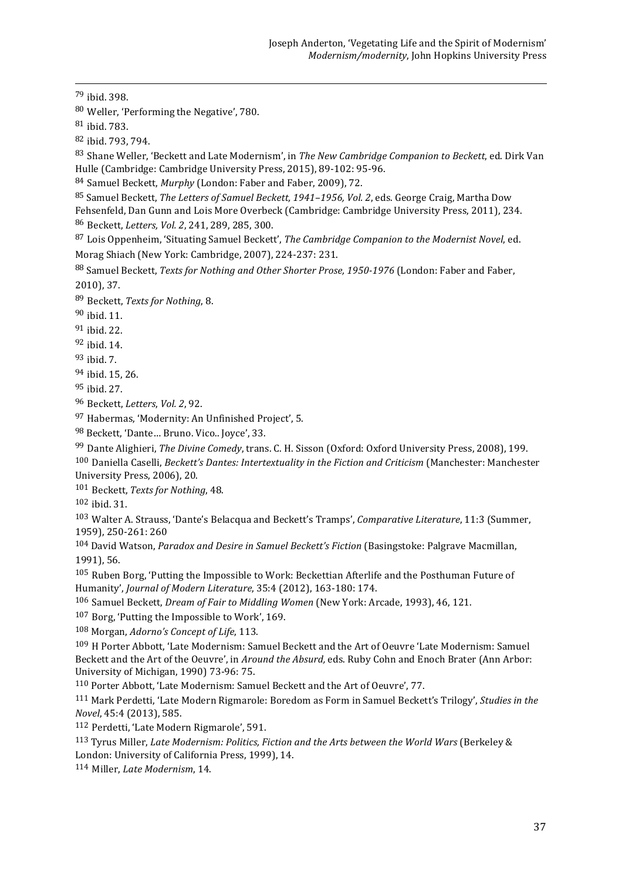[79] ibid. 398.

[80] Weller, 'Performing the Negative', 780.

[81] ibid. 783.

[82] ibid. 793, 794.

[83] Shane Weller, 'Beckett and Late Modernism', in *The New Cambridge Companion to Beckett*, ed. Dirk Van Hulle (Cambridge: Cambridge University Press, 2015), 89-102: 95-96.

[84] Samuel Beckett, *Murphy* (London: Faber and Faber, 2009), 72.

[85] Samuel Beckett, *The Letters of Samuel Beckett, 1941–1956, Vol. 2*, eds. George Craig, Martha Dow Fehsenfeld, Dan Gunn and Lois More Overbeck (Cambridge: Cambridge University Press, 2011), 234.

[86] Beckett, *Letters, Vol. 2*, 241, 289, 285, 300.

[87] Lois Oppenheim, 'Situating Samuel Beckett', *The Cambridge Companion to the Modernist Novel*, ed. Morag Shiach (New York: Cambridge, 2007), 224-237: 231.

[88] Samuel Beckett, *Texts for Nothing and Other Shorter Prose, 1950-1976* (London: Faber and Faber, 2010), 37.

[89] Beckett, *Texts for Nothing*, 8.

[90] ibid. 11.

[91] ibid. 22.

[92] ibid. 14.

[93] ibid. 7.

[94] ibid. 15, 26.

[95] ibid. 27.

[96] Beckett, *Letters*, *Vol. 2*, 92.

[97] Habermas, 'Modernity: An Unfinished Project', 5.

[98] Beckett, 'Dante… Bruno. Vico.. Joyce', 33.

[99] Dante Alighieri, *The Divine Comedy*, trans. C. H. Sisson (Oxford: Oxford University Press, 2008), 199.

[100] Daniella Caselli, *Beckett's Dantes: Intertextuality in the Fiction and Criticism* (Manchester: Manchester University Press, 2006), 20.

[101] Beckett, *Texts for Nothing*, 48.

[102] ibid. 31.

[103] Walter A. Strauss, 'Dante's Belacqua and Beckett's Tramps', *Comparative Literature*, 11:3 (Summer, 1959), 250-261: 260

[104] David Watson, *Paradox and Desire in Samuel Beckett's Fiction* (Basingstoke: Palgrave Macmillan, 1991), 56.

[105] Ruben Borg, 'Putting the Impossible to Work: Beckettian Afterlife and the Posthuman Future of Humanity', *Journal of Modern Literature*, 35:4 (2012), 163-180: 174.

[106] Samuel Beckett, *Dream of Fair to Middling Women* (New York: Arcade, 1993), 46, 121.

[107] Borg, 'Putting the Impossible to Work', 169.

[108] Morgan, *Adorno's Concept of Life*, 113.

[109] H Porter Abbott, 'Late Modernism: Samuel Beckett and the Art of Oeuvre 'Late Modernism: Samuel Beckett and the Art of the Oeuvre', in *Around the Absurd,* eds. Ruby Cohn and Enoch Brater (Ann Arbor: University of Michigan, 1990) 73-96: 75.

[110] Porter Abbott, 'Late Modernism: Samuel Beckett and the Art of Oeuvre', 77.

[111] Mark Perdetti, 'Late Modern Rigmarole: Boredom as Form in Samuel Beckett's Trilogy', *Studies in the Novel*, 45:4 (2013), 585.

[112] Perdetti, 'Late Modern Rigmarole', 591.

[113] Tyrus Miller, *Late Modernism: Politics, Fiction and the Arts between the World Wars* (Berkeley & London: University of California Press, 1999), 14.

[114] Miller, *Late Modernism*, 14.